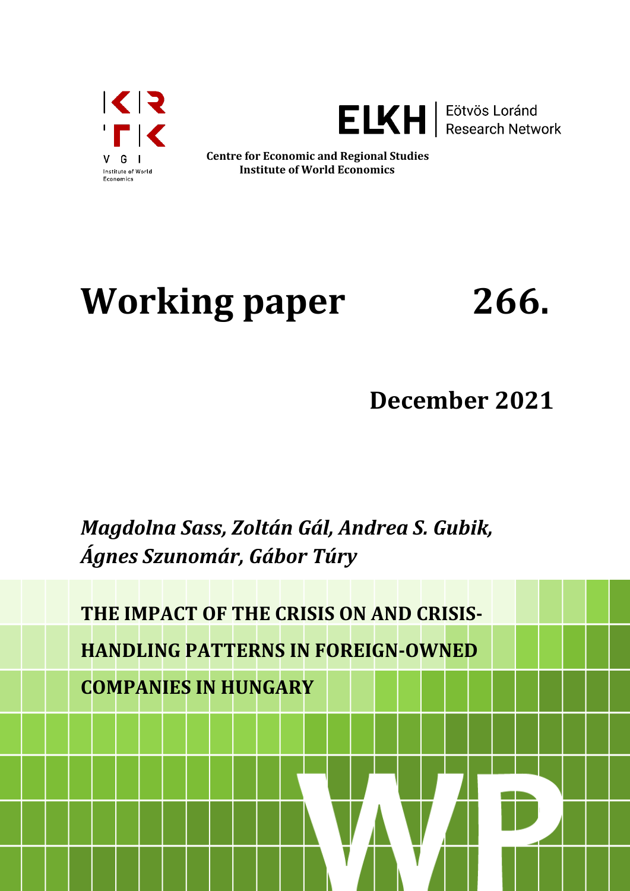Centre for Economic and Regional Studies
Institute of World Economics

# Working paper 266.

## December 2021

*Magdolna Sass, Zoltán Gál, Andrea S. Gubik, Ágnes Szunomár, Gábor Túry*

## THE IMPACT OF THE CRISIS ON AND CRISIS-HANDLING PATTERNS IN FOREIGN-OWNED COMPANIES IN HUNGARY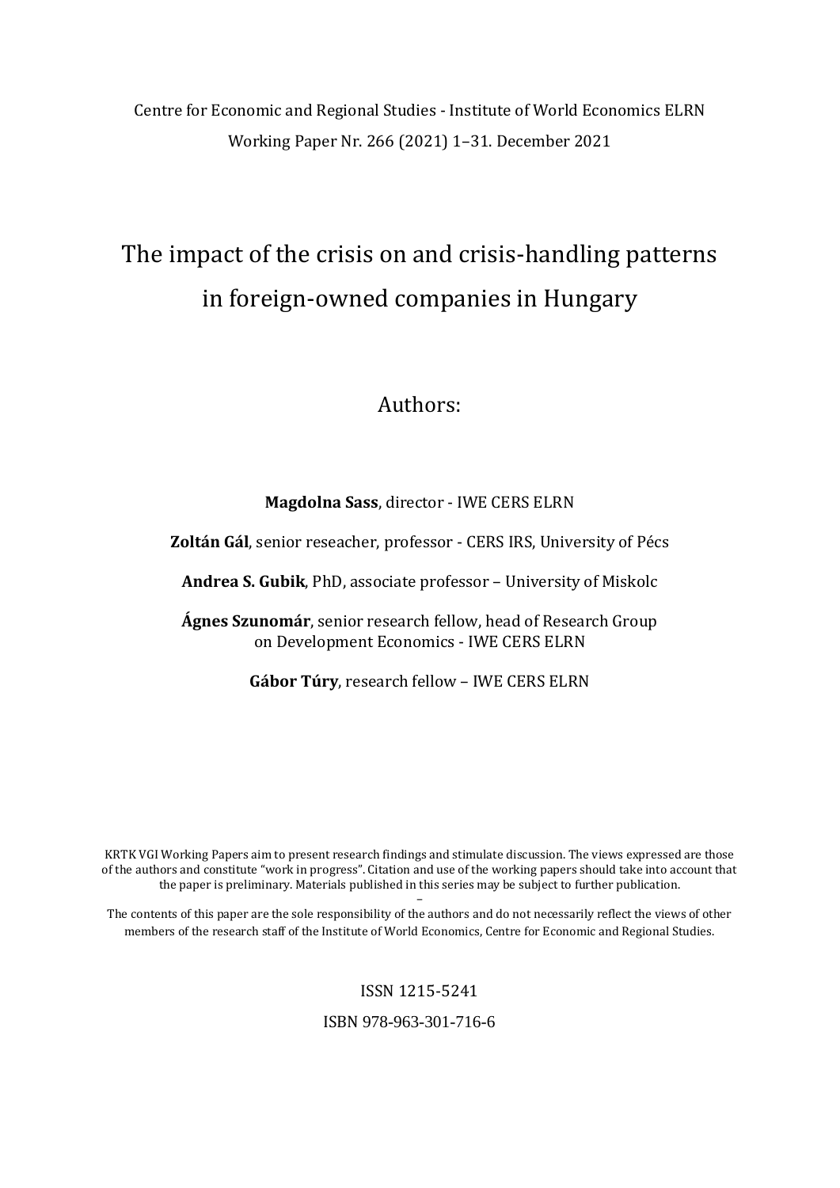Centre for Economic and Regional Studies - Institute of World Economics ELRN
Working Paper Nr. 266 (2021) 1–31. December 2021

# The impact of the crisis on and crisis-handling patterns in foreign-owned companies in Hungary

Authors:

**Magdolna Sass**, director - IWE CERS ELRN

**Zoltán Gál**, senior reseacher, professor - CERS IRS, University of Pécs

**Andrea S. Gubik**, PhD, associate professor – University of Miskolc

**Ágnes Szunomár**, senior research fellow, head of Research Group on Development Economics - IWE CERS ELRN

**Gábor Túry**, research fellow – IWE CERS ELRN

KRTK VGI Working Papers aim to present research findings and stimulate discussion. The views expressed are those of the authors and constitute "work in progress". Citation and use of the working papers should take into account that the paper is preliminary. Materials published in this series may be subject to further publication.

–

The contents of this paper are the sole responsibility of the authors and do not necessarily reflect the views of other members of the research staff of the Institute of World Economics, Centre for Economic and Regional Studies.

ISSN 1215-5241

ISBN 978-963-301-716-6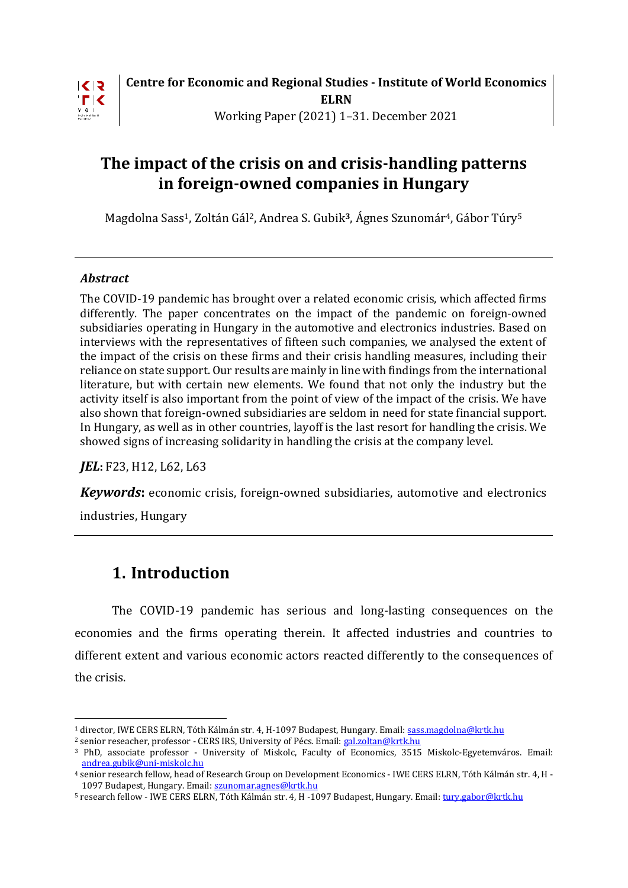**Centre for Economic and Regional Studies - Institute of World Economics ELRN**

Working Paper (2021) 1–31. December 2021

# The impact of the crisis on and crisis-handling patterns in foreign-owned companies in Hungary

Magdolna Sass[1], Zoltán Gál[2], Andrea S. Gubik[3], Ágnes Szunomár[4], Gábor Túry[5]

---

***Abstract***

The COVID-19 pandemic has brought over a related economic crisis, which affected firms differently. The paper concentrates on the impact of the pandemic on foreign-owned subsidiaries operating in Hungary in the automotive and electronics industries. Based on interviews with the representatives of fifteen such companies, we analysed the extent of the impact of the crisis on these firms and their crisis handling measures, including their reliance on state support. Our results are mainly in line with findings from the international literature, but with certain new elements. We found that not only the industry but the activity itself is also important from the point of view of the impact of the crisis. We have also shown that foreign-owned subsidiaries are seldom in need for state financial support. In Hungary, as well as in other countries, layoff is the last resort for handling the crisis. We showed signs of increasing solidarity in handling the crisis at the company level.

***JEL*:** F23, H12, L62, L63

***Keywords*:** economic crisis, foreign-owned subsidiaries, automotive and electronics industries, Hungary

---

## 1. Introduction

The COVID-19 pandemic has serious and long-lasting consequences on the economies and the firms operating therein. It affected industries and countries to different extent and various economic actors reacted differently to the consequences of the crisis.

---

[1] director, IWE CERS ELRN, Tóth Kálmán str. 4, H-1097 Budapest, Hungary. Email: sass.magdolna@krtk.hu

[2] senior reseacher, professor - CERS IRS, University of Pécs. Email: gal.zoltan@krtk.hu

[3] PhD, associate professor - University of Miskolc, Faculty of Economics, 3515 Miskolc-Egyetemváros. Email: andrea.gubik@uni-miskolc.hu

[4] senior research fellow, head of Research Group on Development Economics - IWE CERS ELRN, Tóth Kálmán str. 4, H - 1097 Budapest, Hungary. Email: szunomar.agnes@krtk.hu

[5] research fellow - IWE CERS ELRN, Tóth Kálmán str. 4, H -1097 Budapest, Hungary. Email: tury.gabor@krtk.hu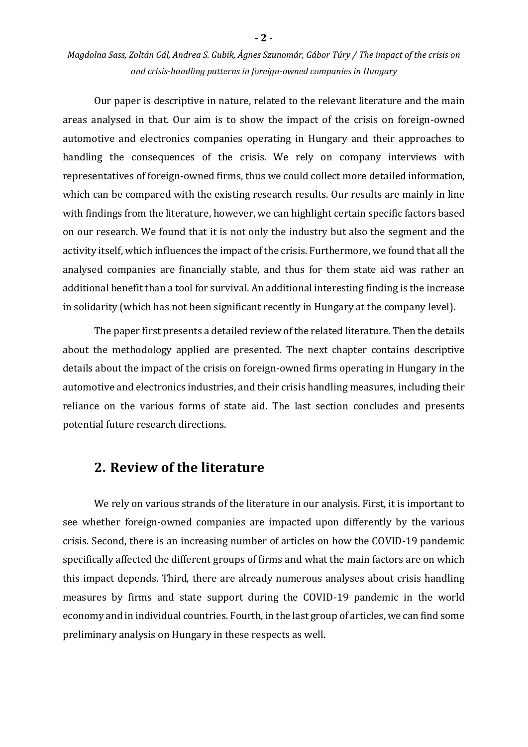Our paper is descriptive in nature, related to the relevant literature and the main areas analysed in that. Our aim is to show the impact of the crisis on foreign-owned automotive and electronics companies operating in Hungary and their approaches to handling the consequences of the crisis. We rely on company interviews with representatives of foreign-owned firms, thus we could collect more detailed information, which can be compared with the existing research results. Our results are mainly in line with findings from the literature, however, we can highlight certain specific factors based on our research. We found that it is not only the industry but also the segment and the activity itself, which influences the impact of the crisis. Furthermore, we found that all the analysed companies are financially stable, and thus for them state aid was rather an additional benefit than a tool for survival. An additional interesting finding is the increase in solidarity (which has not been significant recently in Hungary at the company level).

The paper first presents a detailed review of the related literature. Then the details about the methodology applied are presented. The next chapter contains descriptive details about the impact of the crisis on foreign-owned firms operating in Hungary in the automotive and electronics industries, and their crisis handling measures, including their reliance on the various forms of state aid. The last section concludes and presents potential future research directions.

## 2. Review of the literature

We rely on various strands of the literature in our analysis. First, it is important to see whether foreign-owned companies are impacted upon differently by the various crisis. Second, there is an increasing number of articles on how the COVID-19 pandemic specifically affected the different groups of firms and what the main factors are on which this impact depends. Third, there are already numerous analyses about crisis handling measures by firms and state support during the COVID-19 pandemic in the world economy and in individual countries. Fourth, in the last group of articles, we can find some preliminary analysis on Hungary in these respects as well.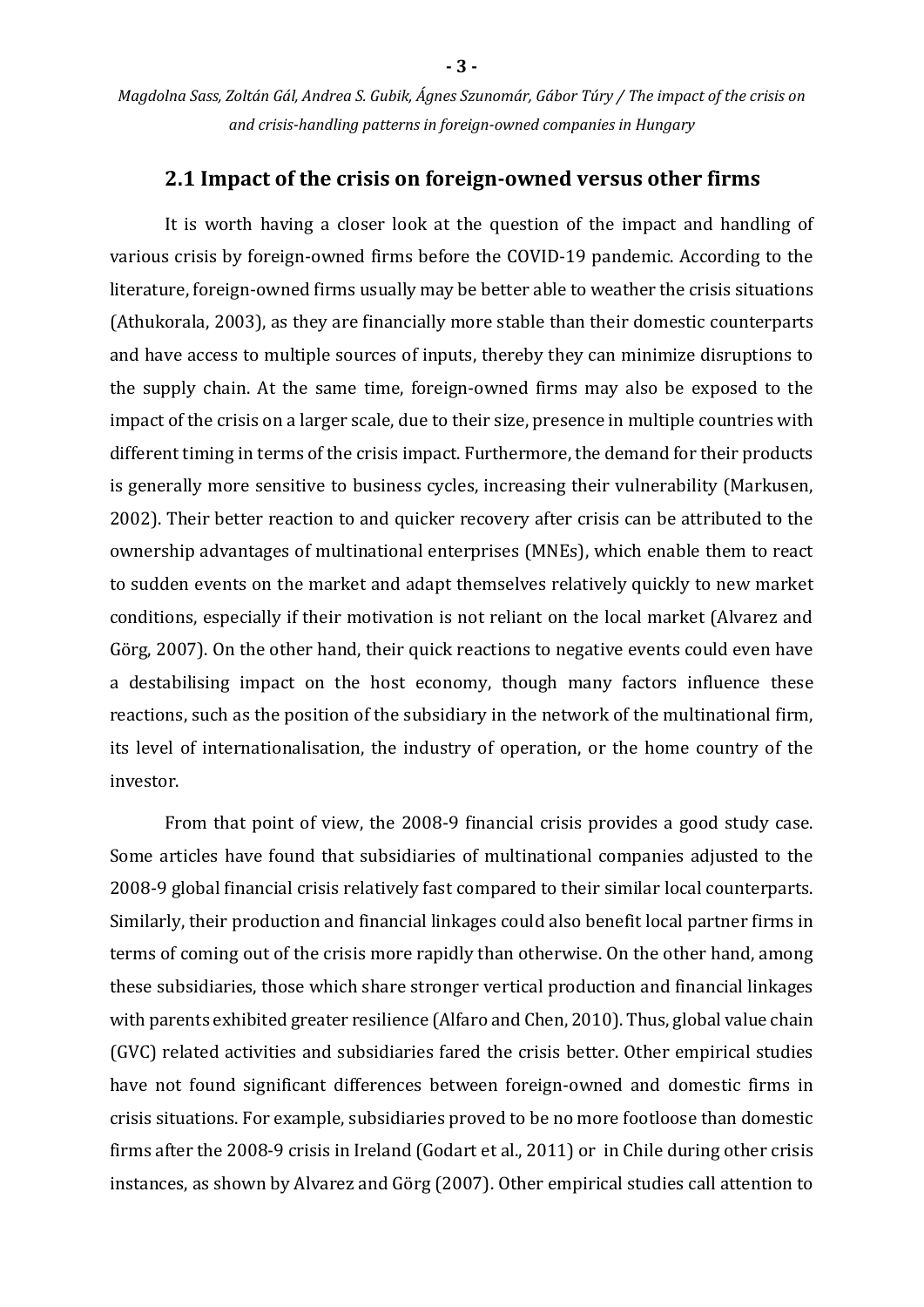## 2.1 Impact of the crisis on foreign-owned versus other firms

It is worth having a closer look at the question of the impact and handling of various crisis by foreign-owned firms before the COVID-19 pandemic. According to the literature, foreign-owned firms usually may be better able to weather the crisis situations (Athukorala, 2003), as they are financially more stable than their domestic counterparts and have access to multiple sources of inputs, thereby they can minimize disruptions to the supply chain. At the same time, foreign-owned firms may also be exposed to the impact of the crisis on a larger scale, due to their size, presence in multiple countries with different timing in terms of the crisis impact. Furthermore, the demand for their products is generally more sensitive to business cycles, increasing their vulnerability (Markusen, 2002). Their better reaction to and quicker recovery after crisis can be attributed to the ownership advantages of multinational enterprises (MNEs), which enable them to react to sudden events on the market and adapt themselves relatively quickly to new market conditions, especially if their motivation is not reliant on the local market (Alvarez and Görg, 2007). On the other hand, their quick reactions to negative events could even have a destabilising impact on the host economy, though many factors influence these reactions, such as the position of the subsidiary in the network of the multinational firm, its level of internationalisation, the industry of operation, or the home country of the investor.

From that point of view, the 2008-9 financial crisis provides a good study case. Some articles have found that subsidiaries of multinational companies adjusted to the 2008-9 global financial crisis relatively fast compared to their similar local counterparts. Similarly, their production and financial linkages could also benefit local partner firms in terms of coming out of the crisis more rapidly than otherwise. On the other hand, among these subsidiaries, those which share stronger vertical production and financial linkages with parents exhibited greater resilience (Alfaro and Chen, 2010). Thus, global value chain (GVC) related activities and subsidiaries fared the crisis better. Other empirical studies have not found significant differences between foreign-owned and domestic firms in crisis situations. For example, subsidiaries proved to be no more footloose than domestic firms after the 2008-9 crisis in Ireland (Godart et al., 2011) or in Chile during other crisis instances, as shown by Alvarez and Görg (2007). Other empirical studies call attention to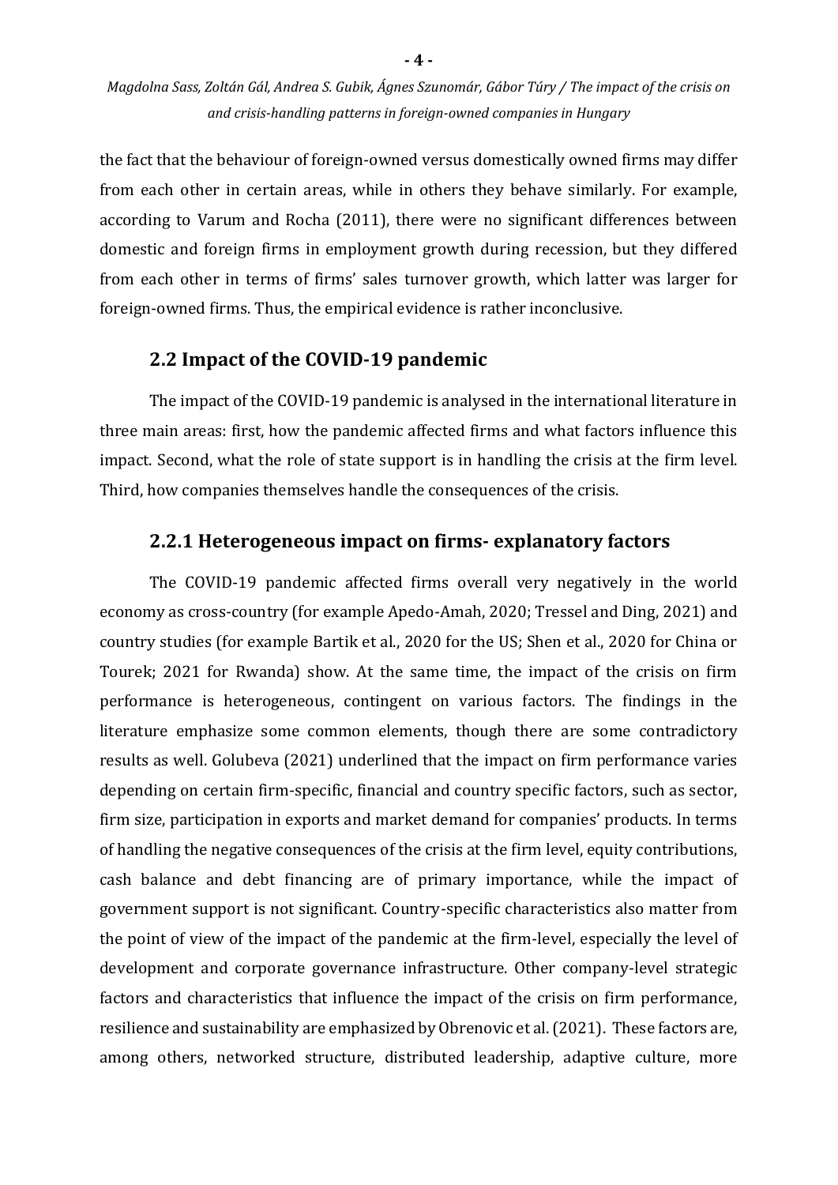the fact that the behaviour of foreign-owned versus domestically owned firms may differ from each other in certain areas, while in others they behave similarly. For example, according to Varum and Rocha (2011), there were no significant differences between domestic and foreign firms in employment growth during recession, but they differed from each other in terms of firms' sales turnover growth, which latter was larger for foreign-owned firms. Thus, the empirical evidence is rather inconclusive.

### 2.2 Impact of the COVID-19 pandemic

The impact of the COVID-19 pandemic is analysed in the international literature in three main areas: first, how the pandemic affected firms and what factors influence this impact. Second, what the role of state support is in handling the crisis at the firm level. Third, how companies themselves handle the consequences of the crisis.

#### 2.2.1 Heterogeneous impact on firms- explanatory factors

The COVID-19 pandemic affected firms overall very negatively in the world economy as cross-country (for example Apedo-Amah, 2020; Tressel and Ding, 2021) and country studies (for example Bartik et al., 2020 for the US; Shen et al., 2020 for China or Tourek; 2021 for Rwanda) show. At the same time, the impact of the crisis on firm performance is heterogeneous, contingent on various factors. The findings in the literature emphasize some common elements, though there are some contradictory results as well. Golubeva (2021) underlined that the impact on firm performance varies depending on certain firm-specific, financial and country specific factors, such as sector, firm size, participation in exports and market demand for companies' products. In terms of handling the negative consequences of the crisis at the firm level, equity contributions, cash balance and debt financing are of primary importance, while the impact of government support is not significant. Country-specific characteristics also matter from the point of view of the impact of the pandemic at the firm-level, especially the level of development and corporate governance infrastructure. Other company-level strategic factors and characteristics that influence the impact of the crisis on firm performance, resilience and sustainability are emphasized by Obrenovic et al. (2021). These factors are, among others, networked structure, distributed leadership, adaptive culture, more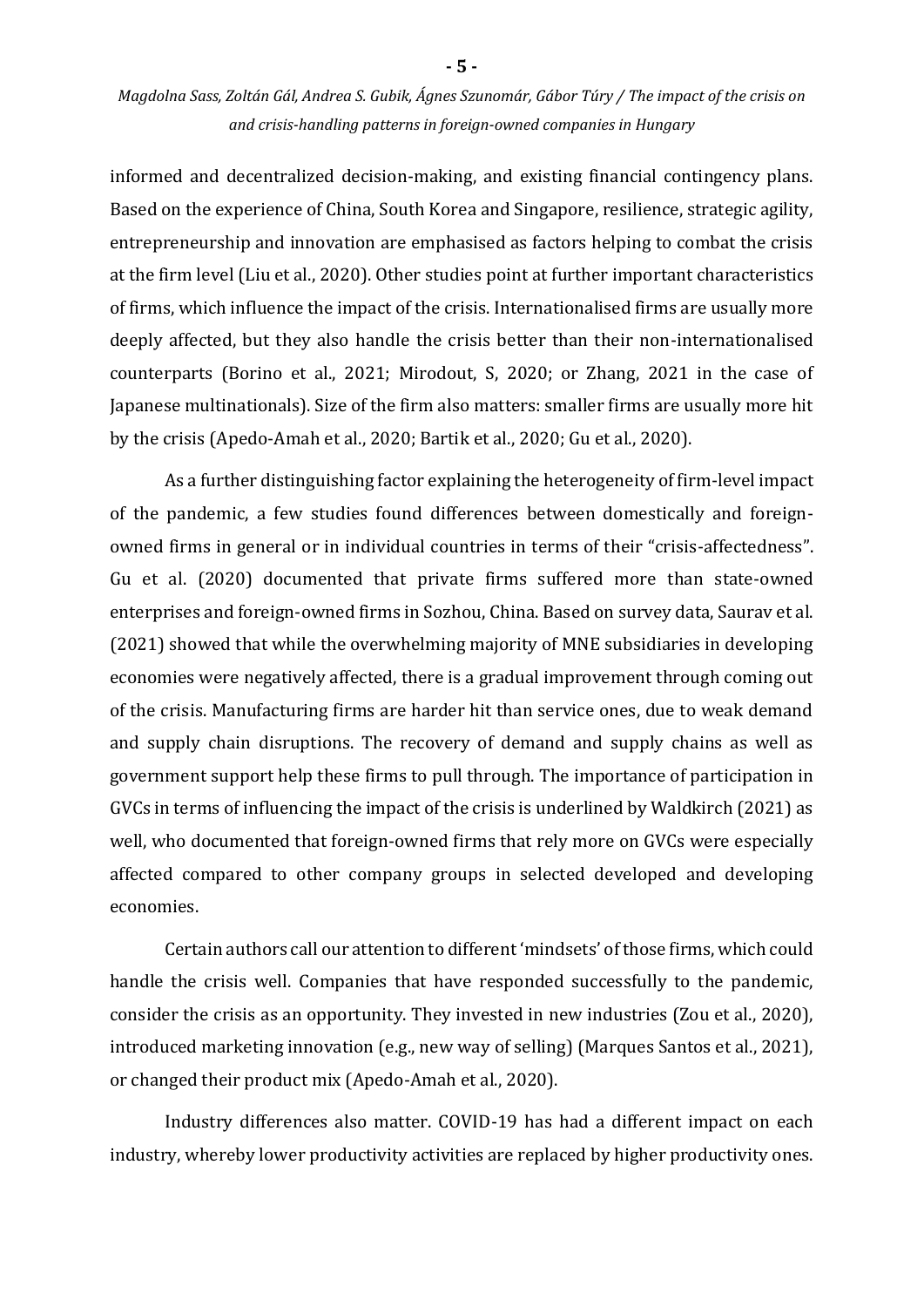informed and decentralized decision-making, and existing financial contingency plans. Based on the experience of China, South Korea and Singapore, resilience, strategic agility, entrepreneurship and innovation are emphasised as factors helping to combat the crisis at the firm level (Liu et al., 2020). Other studies point at further important characteristics of firms, which influence the impact of the crisis. Internationalised firms are usually more deeply affected, but they also handle the crisis better than their non-internationalised counterparts (Borino et al., 2021; Mirodout, S, 2020; or Zhang, 2021 in the case of Japanese multinationals). Size of the firm also matters: smaller firms are usually more hit by the crisis (Apedo-Amah et al., 2020; Bartik et al., 2020; Gu et al., 2020).

As a further distinguishing factor explaining the heterogeneity of firm-level impact of the pandemic, a few studies found differences between domestically and foreign-owned firms in general or in individual countries in terms of their "crisis-affectedness". Gu et al. (2020) documented that private firms suffered more than state-owned enterprises and foreign-owned firms in Sozhou, China. Based on survey data, Saurav et al. (2021) showed that while the overwhelming majority of MNE subsidiaries in developing economies were negatively affected, there is a gradual improvement through coming out of the crisis. Manufacturing firms are harder hit than service ones, due to weak demand and supply chain disruptions. The recovery of demand and supply chains as well as government support help these firms to pull through. The importance of participation in GVCs in terms of influencing the impact of the crisis is underlined by Waldkirch (2021) as well, who documented that foreign-owned firms that rely more on GVCs were especially affected compared to other company groups in selected developed and developing economies.

Certain authors call our attention to different 'mindsets' of those firms, which could handle the crisis well. Companies that have responded successfully to the pandemic, consider the crisis as an opportunity. They invested in new industries (Zou et al., 2020), introduced marketing innovation (e.g., new way of selling) (Marques Santos et al., 2021), or changed their product mix (Apedo-Amah et al., 2020).

Industry differences also matter. COVID-19 has had a different impact on each industry, whereby lower productivity activities are replaced by higher productivity ones.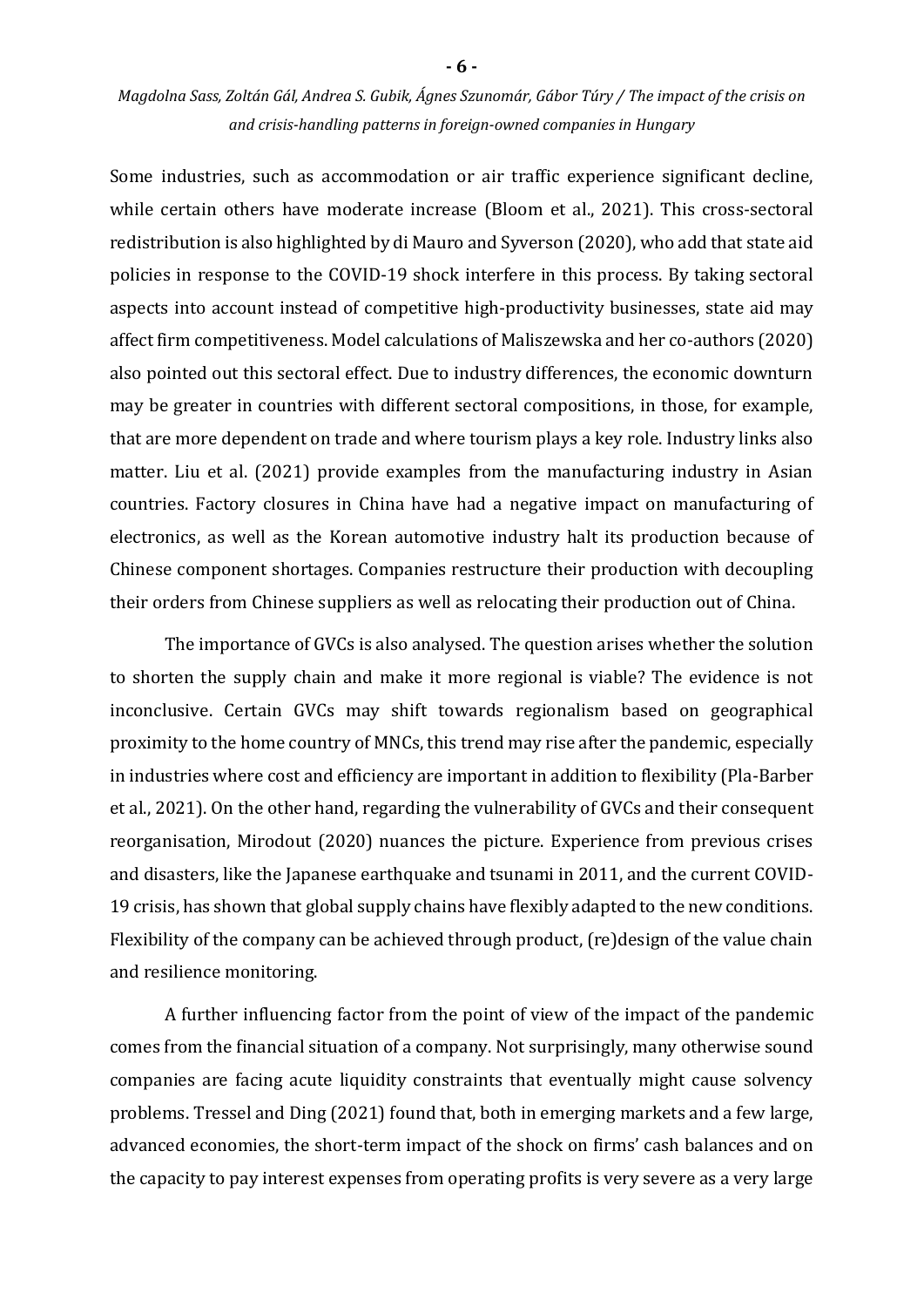Some industries, such as accommodation or air traffic experience significant decline, while certain others have moderate increase (Bloom et al., 2021). This cross-sectoral redistribution is also highlighted by di Mauro and Syverson (2020), who add that state aid policies in response to the COVID-19 shock interfere in this process. By taking sectoral aspects into account instead of competitive high-productivity businesses, state aid may affect firm competitiveness. Model calculations of Maliszewska and her co-authors (2020) also pointed out this sectoral effect. Due to industry differences, the economic downturn may be greater in countries with different sectoral compositions, in those, for example, that are more dependent on trade and where tourism plays a key role. Industry links also matter. Liu et al. (2021) provide examples from the manufacturing industry in Asian countries. Factory closures in China have had a negative impact on manufacturing of electronics, as well as the Korean automotive industry halt its production because of Chinese component shortages. Companies restructure their production with decoupling their orders from Chinese suppliers as well as relocating their production out of China.

The importance of GVCs is also analysed. The question arises whether the solution to shorten the supply chain and make it more regional is viable? The evidence is not inconclusive. Certain GVCs may shift towards regionalism based on geographical proximity to the home country of MNCs, this trend may rise after the pandemic, especially in industries where cost and efficiency are important in addition to flexibility (Pla-Barber et al., 2021). On the other hand, regarding the vulnerability of GVCs and their consequent reorganisation, Mirodout (2020) nuances the picture. Experience from previous crises and disasters, like the Japanese earthquake and tsunami in 2011, and the current COVID-19 crisis, has shown that global supply chains have flexibly adapted to the new conditions. Flexibility of the company can be achieved through product, (re)design of the value chain and resilience monitoring.

A further influencing factor from the point of view of the impact of the pandemic comes from the financial situation of a company. Not surprisingly, many otherwise sound companies are facing acute liquidity constraints that eventually might cause solvency problems. Tressel and Ding (2021) found that, both in emerging markets and a few large, advanced economies, the short-term impact of the shock on firms' cash balances and on the capacity to pay interest expenses from operating profits is very severe as a very large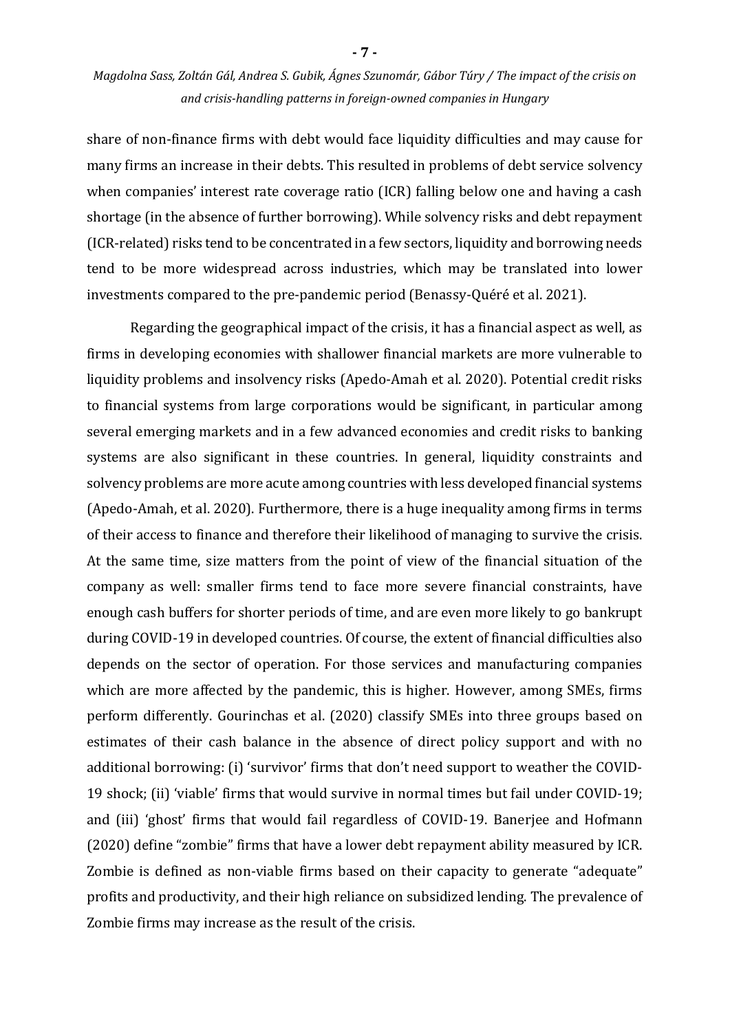share of non-finance firms with debt would face liquidity difficulties and may cause for many firms an increase in their debts. This resulted in problems of debt service solvency when companies' interest rate coverage ratio (ICR) falling below one and having a cash shortage (in the absence of further borrowing). While solvency risks and debt repayment (ICR-related) risks tend to be concentrated in a few sectors, liquidity and borrowing needs tend to be more widespread across industries, which may be translated into lower investments compared to the pre-pandemic period (Benassy-Quéré et al. 2021).

Regarding the geographical impact of the crisis, it has a financial aspect as well, as firms in developing economies with shallower financial markets are more vulnerable to liquidity problems and insolvency risks (Apedo-Amah et al. 2020). Potential credit risks to financial systems from large corporations would be significant, in particular among several emerging markets and in a few advanced economies and credit risks to banking systems are also significant in these countries. In general, liquidity constraints and solvency problems are more acute among countries with less developed financial systems (Apedo-Amah, et al. 2020). Furthermore, there is a huge inequality among firms in terms of their access to finance and therefore their likelihood of managing to survive the crisis. At the same time, size matters from the point of view of the financial situation of the company as well: smaller firms tend to face more severe financial constraints, have enough cash buffers for shorter periods of time, and are even more likely to go bankrupt during COVID-19 in developed countries. Of course, the extent of financial difficulties also depends on the sector of operation. For those services and manufacturing companies which are more affected by the pandemic, this is higher. However, among SMEs, firms perform differently. Gourinchas et al. (2020) classify SMEs into three groups based on estimates of their cash balance in the absence of direct policy support and with no additional borrowing: (i) 'survivor' firms that don't need support to weather the COVID-19 shock; (ii) 'viable' firms that would survive in normal times but fail under COVID-19; and (iii) 'ghost' firms that would fail regardless of COVID-19. Banerjee and Hofmann (2020) define "zombie" firms that have a lower debt repayment ability measured by ICR. Zombie is defined as non-viable firms based on their capacity to generate "adequate" profits and productivity, and their high reliance on subsidized lending. The prevalence of Zombie firms may increase as the result of the crisis.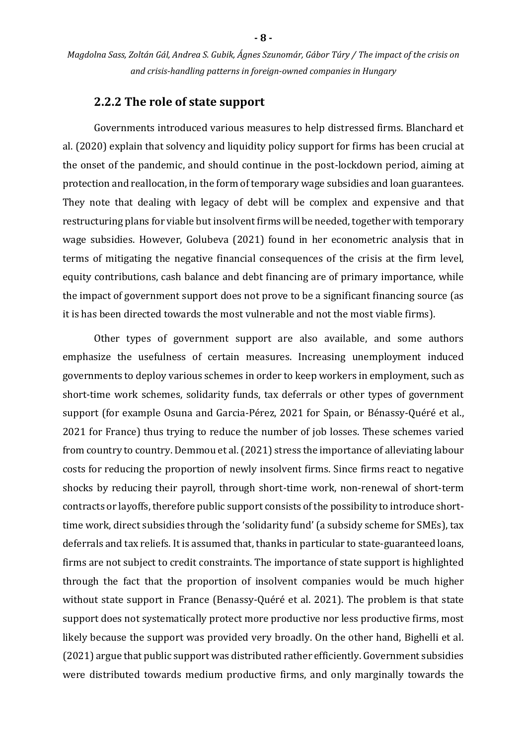### 2.2.2 The role of state support

Governments introduced various measures to help distressed firms. Blanchard et al. (2020) explain that solvency and liquidity policy support for firms has been crucial at the onset of the pandemic, and should continue in the post-lockdown period, aiming at protection and reallocation, in the form of temporary wage subsidies and loan guarantees. They note that dealing with legacy of debt will be complex and expensive and that restructuring plans for viable but insolvent firms will be needed, together with temporary wage subsidies. However, Golubeva (2021) found in her econometric analysis that in terms of mitigating the negative financial consequences of the crisis at the firm level, equity contributions, cash balance and debt financing are of primary importance, while the impact of government support does not prove to be a significant financing source (as it is has been directed towards the most vulnerable and not the most viable firms).

Other types of government support are also available, and some authors emphasize the usefulness of certain measures. Increasing unemployment induced governments to deploy various schemes in order to keep workers in employment, such as short-time work schemes, solidarity funds, tax deferrals or other types of government support (for example Osuna and Garcia-Pérez, 2021 for Spain, or Bénassy-Quéré et al., 2021 for France) thus trying to reduce the number of job losses. These schemes varied from country to country. Demmou et al. (2021) stress the importance of alleviating labour costs for reducing the proportion of newly insolvent firms. Since firms react to negative shocks by reducing their payroll, through short-time work, non-renewal of short-term contracts or layoffs, therefore public support consists of the possibility to introduce short-time work, direct subsidies through the 'solidarity fund' (a subsidy scheme for SMEs), tax deferrals and tax reliefs. It is assumed that, thanks in particular to state-guaranteed loans, firms are not subject to credit constraints. The importance of state support is highlighted through the fact that the proportion of insolvent companies would be much higher without state support in France (Benassy-Quéré et al. 2021). The problem is that state support does not systematically protect more productive nor less productive firms, most likely because the support was provided very broadly. On the other hand, Bighelli et al. (2021) argue that public support was distributed rather efficiently. Government subsidies were distributed towards medium productive firms, and only marginally towards the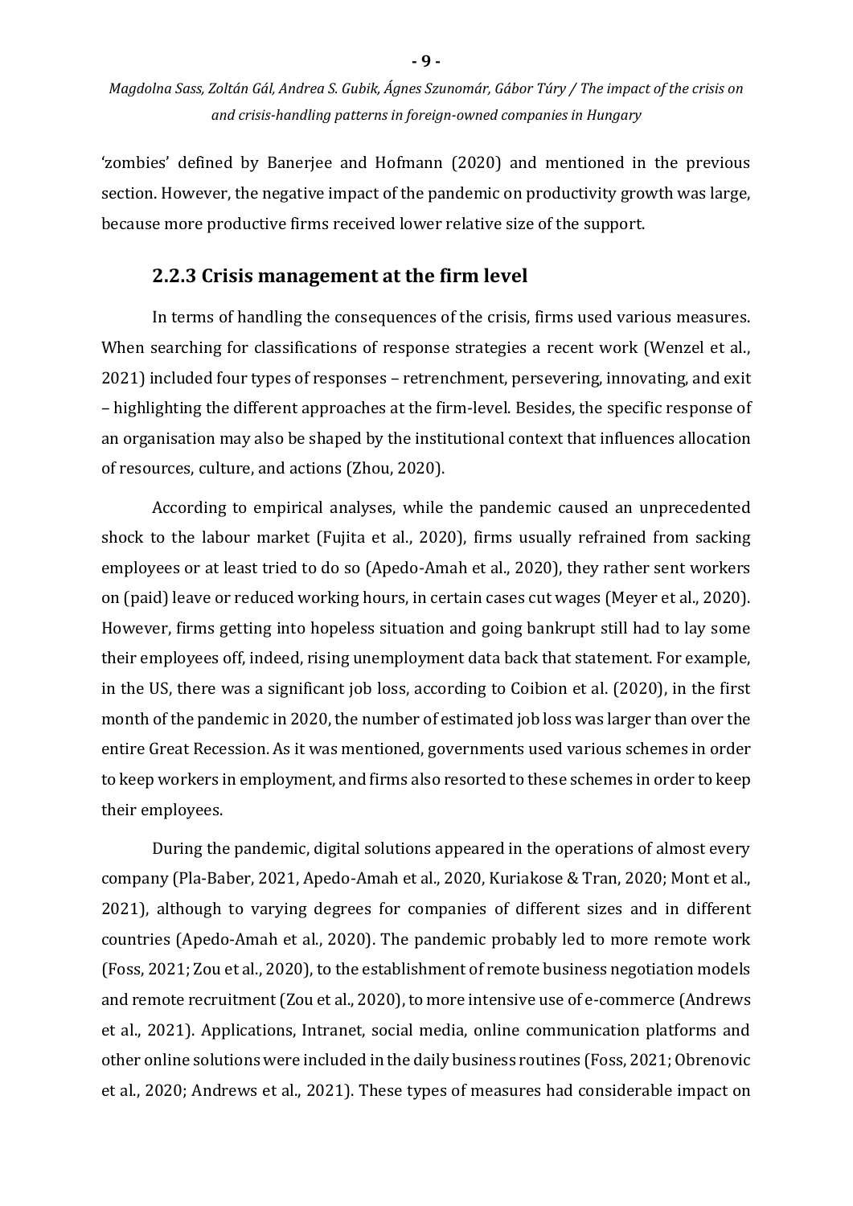'zombies' defined by Banerjee and Hofmann (2020) and mentioned in the previous section. However, the negative impact of the pandemic on productivity growth was large, because more productive firms received lower relative size of the support.

### 2.2.3 Crisis management at the firm level

In terms of handling the consequences of the crisis, firms used various measures. When searching for classifications of response strategies a recent work (Wenzel et al., 2021) included four types of responses – retrenchment, persevering, innovating, and exit – highlighting the different approaches at the firm-level. Besides, the specific response of an organisation may also be shaped by the institutional context that influences allocation of resources, culture, and actions (Zhou, 2020).

According to empirical analyses, while the pandemic caused an unprecedented shock to the labour market (Fujita et al., 2020), firms usually refrained from sacking employees or at least tried to do so (Apedo-Amah et al., 2020), they rather sent workers on (paid) leave or reduced working hours, in certain cases cut wages (Meyer et al., 2020). However, firms getting into hopeless situation and going bankrupt still had to lay some their employees off, indeed, rising unemployment data back that statement. For example, in the US, there was a significant job loss, according to Coibion et al. (2020), in the first month of the pandemic in 2020, the number of estimated job loss was larger than over the entire Great Recession. As it was mentioned, governments used various schemes in order to keep workers in employment, and firms also resorted to these schemes in order to keep their employees.

During the pandemic, digital solutions appeared in the operations of almost every company (Pla-Baber, 2021, Apedo-Amah et al., 2020, Kuriakose & Tran, 2020; Mont et al., 2021), although to varying degrees for companies of different sizes and in different countries (Apedo-Amah et al., 2020). The pandemic probably led to more remote work (Foss, 2021; Zou et al., 2020), to the establishment of remote business negotiation models and remote recruitment (Zou et al., 2020), to more intensive use of e-commerce (Andrews et al., 2021). Applications, Intranet, social media, online communication platforms and other online solutions were included in the daily business routines (Foss, 2021; Obrenovic et al., 2020; Andrews et al., 2021). These types of measures had considerable impact on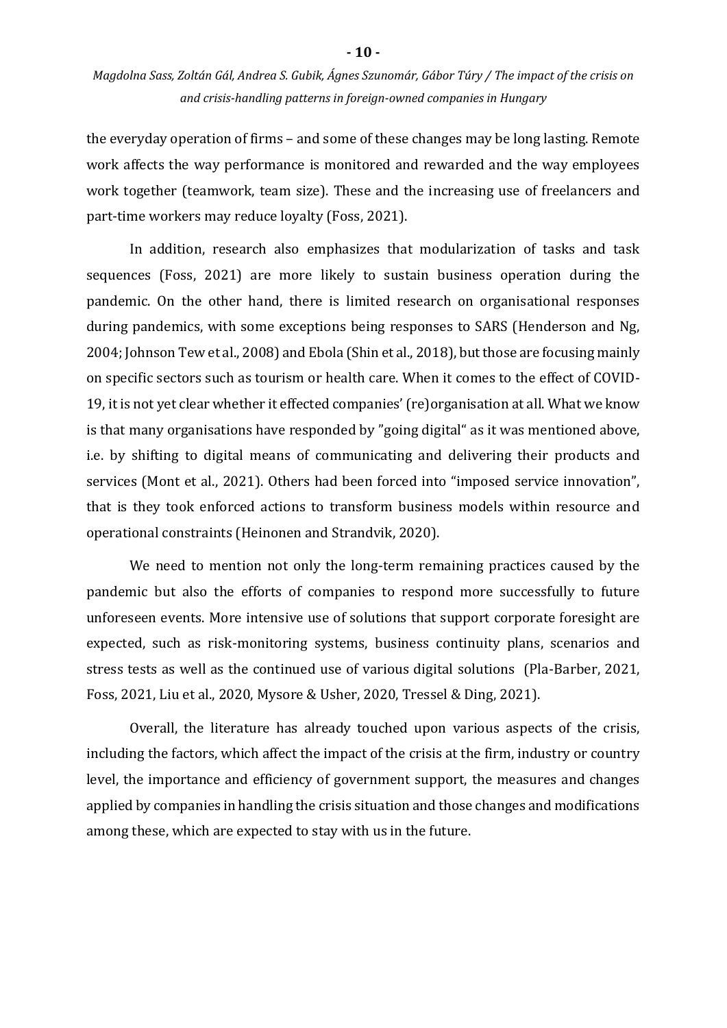the everyday operation of firms – and some of these changes may be long lasting. Remote work affects the way performance is monitored and rewarded and the way employees work together (teamwork, team size). These and the increasing use of freelancers and part-time workers may reduce loyalty (Foss, 2021).

In addition, research also emphasizes that modularization of tasks and task sequences (Foss, 2021) are more likely to sustain business operation during the pandemic. On the other hand, there is limited research on organisational responses during pandemics, with some exceptions being responses to SARS (Henderson and Ng, 2004; Johnson Tew et al., 2008) and Ebola (Shin et al., 2018), but those are focusing mainly on specific sectors such as tourism or health care. When it comes to the effect of COVID-19, it is not yet clear whether it effected companies' (re)organisation at all. What we know is that many organisations have responded by ”going digital“ as it was mentioned above, i.e. by shifting to digital means of communicating and delivering their products and services (Mont et al., 2021). Others had been forced into "imposed service innovation", that is they took enforced actions to transform business models within resource and operational constraints (Heinonen and Strandvik, 2020).

We need to mention not only the long-term remaining practices caused by the pandemic but also the efforts of companies to respond more successfully to future unforeseen events. More intensive use of solutions that support corporate foresight are expected, such as risk-monitoring systems, business continuity plans, scenarios and stress tests as well as the continued use of various digital solutions (Pla-Barber, 2021, Foss, 2021, Liu et al., 2020, Mysore & Usher, 2020, Tressel & Ding, 2021).

Overall, the literature has already touched upon various aspects of the crisis, including the factors, which affect the impact of the crisis at the firm, industry or country level, the importance and efficiency of government support, the measures and changes applied by companies in handling the crisis situation and those changes and modifications among these, which are expected to stay with us in the future.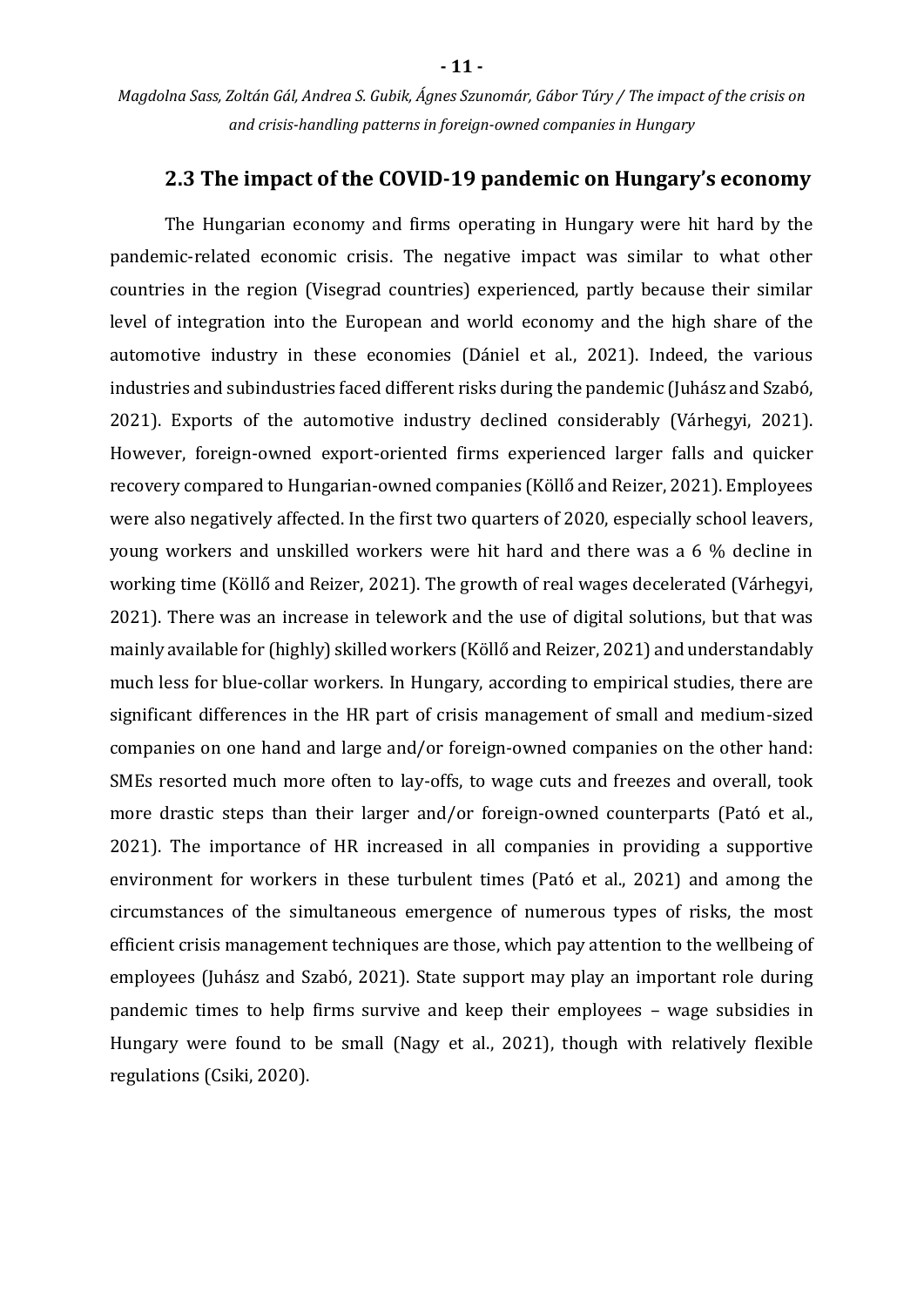## 2.3 The impact of the COVID-19 pandemic on Hungary's economy

The Hungarian economy and firms operating in Hungary were hit hard by the pandemic-related economic crisis. The negative impact was similar to what other countries in the region (Visegrad countries) experienced, partly because their similar level of integration into the European and world economy and the high share of the automotive industry in these economies (Dániel et al., 2021). Indeed, the various industries and subindustries faced different risks during the pandemic (Juhász and Szabó, 2021). Exports of the automotive industry declined considerably (Várhegyi, 2021). However, foreign-owned export-oriented firms experienced larger falls and quicker recovery compared to Hungarian-owned companies (Köllő and Reizer, 2021). Employees were also negatively affected. In the first two quarters of 2020, especially school leavers, young workers and unskilled workers were hit hard and there was a 6 % decline in working time (Köllő and Reizer, 2021). The growth of real wages decelerated (Várhegyi, 2021). There was an increase in telework and the use of digital solutions, but that was mainly available for (highly) skilled workers (Köllő and Reizer, 2021) and understandably much less for blue-collar workers. In Hungary, according to empirical studies, there are significant differences in the HR part of crisis management of small and medium-sized companies on one hand and large and/or foreign-owned companies on the other hand: SMEs resorted much more often to lay-offs, to wage cuts and freezes and overall, took more drastic steps than their larger and/or foreign-owned counterparts (Pató et al., 2021). The importance of HR increased in all companies in providing a supportive environment for workers in these turbulent times (Pató et al., 2021) and among the circumstances of the simultaneous emergence of numerous types of risks, the most efficient crisis management techniques are those, which pay attention to the wellbeing of employees (Juhász and Szabó, 2021). State support may play an important role during pandemic times to help firms survive and keep their employees – wage subsidies in Hungary were found to be small (Nagy et al., 2021), though with relatively flexible regulations (Csiki, 2020).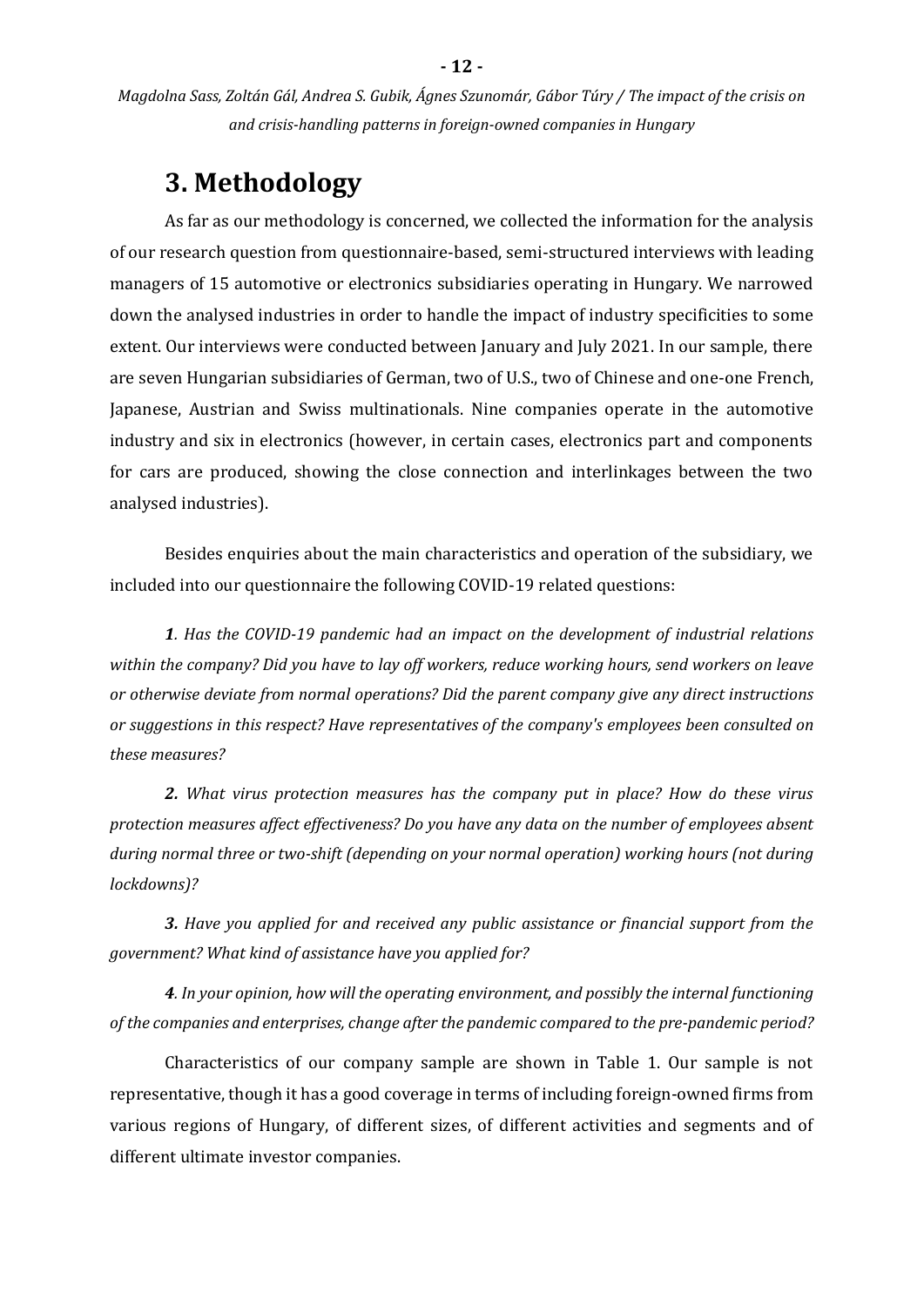# 3. Methodology

As far as our methodology is concerned, we collected the information for the analysis of our research question from questionnaire-based, semi-structured interviews with leading managers of 15 automotive or electronics subsidiaries operating in Hungary. We narrowed down the analysed industries in order to handle the impact of industry specificities to some extent. Our interviews were conducted between January and July 2021. In our sample, there are seven Hungarian subsidiaries of German, two of U.S., two of Chinese and one-one French, Japanese, Austrian and Swiss multinationals. Nine companies operate in the automotive industry and six in electronics (however, in certain cases, electronics part and components for cars are produced, showing the close connection and interlinkages between the two analysed industries).

Besides enquiries about the main characteristics and operation of the subsidiary, we included into our questionnaire the following COVID-19 related questions:

***1**. Has the COVID-19 pandemic had an impact on the development of industrial relations within the company? Did you have to lay off workers, reduce working hours, send workers on leave or otherwise deviate from normal operations? Did the parent company give any direct instructions or suggestions in this respect? Have representatives of the company's employees been consulted on these measures?*

***2.** What virus protection measures has the company put in place? How do these virus protection measures affect effectiveness? Do you have any data on the number of employees absent during normal three or two-shift (depending on your normal operation) working hours (not during lockdowns)?*

***3.** Have you applied for and received any public assistance or financial support from the government? What kind of assistance have you applied for?*

***4**. In your opinion, how will the operating environment, and possibly the internal functioning of the companies and enterprises, change after the pandemic compared to the pre-pandemic period?*

Characteristics of our company sample are shown in Table 1. Our sample is not representative, though it has a good coverage in terms of including foreign-owned firms from various regions of Hungary, of different sizes, of different activities and segments and of different ultimate investor companies.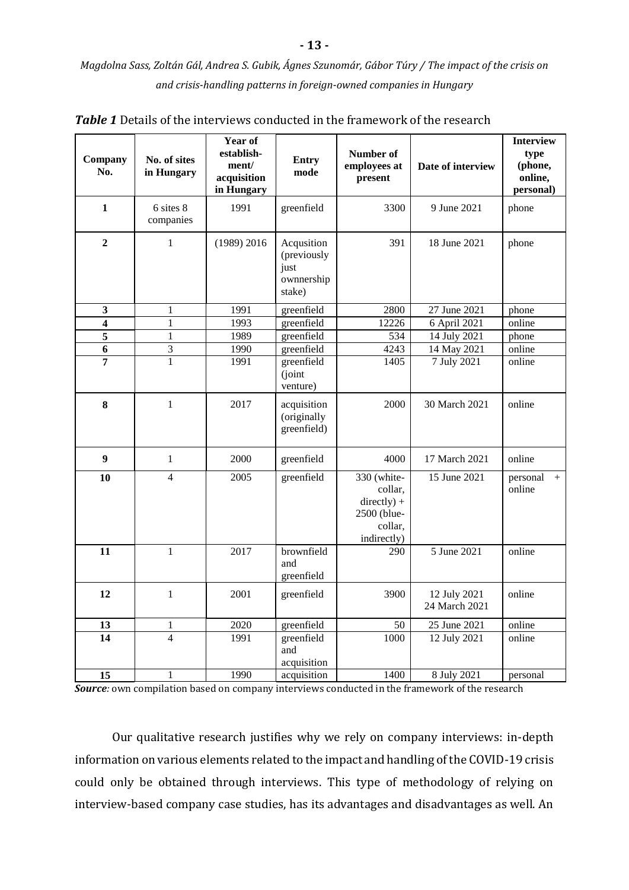*Table 1* Details of the interviews conducted in the framework of the research

| Company No. | No. of sites in Hungary | Year of establish-ment/ acquisition in Hungary | Entry mode | Number of employees at present | Date of interview | Interview type (phone, online, personal) |
|---|---|---|---|---|---|---|
| **1** | 6 sites 8 companies | 1991 | greenfield | 3300 | 9 June 2021 | phone |
| **2** | 1 | (1989) 2016 | Acqusition (previously just ownnership stake) | 391 | 18 June 2021 | phone |
| **3** | 1 | 1991 | greenfield | 2800 | 27 June 2021 | phone |
| **4** | 1 | 1993 | greenfield | 12226 | 6 April 2021 | online |
| **5** | 1 | 1989 | greenfield | 534 | 14 July 2021 | phone |
| **6** | 3 | 1990 | greenfield | 4243 | 14 May 2021 | online |
| **7** | 1 | 1991 | greenfield (joint venture) | 1405 | 7 July 2021 | online |
| **8** | 1 | 2017 | acquisition (originally greenfield) | 2000 | 30 March 2021 | online |
| **9** | 1 | 2000 | greenfield | 4000 | 17 March 2021 | online |
| **10** | 4 | 2005 | greenfield | 330 (white-collar, directly) + 2500 (blue-collar, indirectly) | 15 June 2021 | personal + online |
| **11** | 1 | 2017 | brownfield and greenfield | 290 | 5 June 2021 | online |
| **12** | 1 | 2001 | greenfield | 3900 | 12 July 2021 24 March 2021 | online |
| **13** | 1 | 2020 | greenfield | 50 | 25 June 2021 | online |
| **14** | 4 | 1991 | greenfield and acquisition | 1000 | 12 July 2021 | online |
| **15** | 1 | 1990 | acquisition | 1400 | 8 July 2021 | personal |

***Source**:* own compilation based on company interviews conducted in the framework of the research

Our qualitative research justifies why we rely on company interviews: in-depth information on various elements related to the impact and handling of the COVID-19 crisis could only be obtained through interviews. This type of methodology of relying on interview-based company case studies, has its advantages and disadvantages as well. An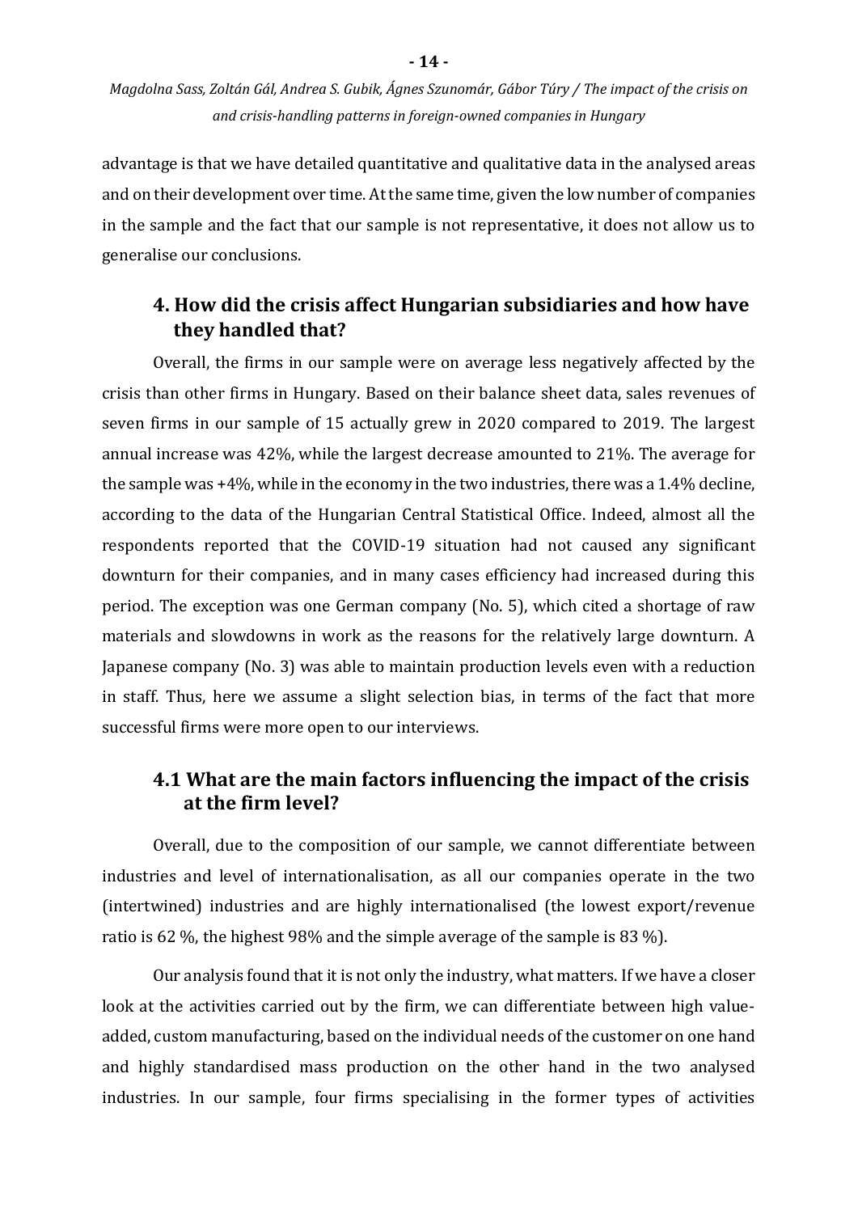advantage is that we have detailed quantitative and qualitative data in the analysed areas and on their development over time. At the same time, given the low number of companies in the sample and the fact that our sample is not representative, it does not allow us to generalise our conclusions.

## 4. How did the crisis affect Hungarian subsidiaries and how have they handled that?

Overall, the firms in our sample were on average less negatively affected by the crisis than other firms in Hungary. Based on their balance sheet data, sales revenues of seven firms in our sample of 15 actually grew in 2020 compared to 2019. The largest annual increase was 42%, while the largest decrease amounted to 21%. The average for the sample was +4%, while in the economy in the two industries, there was a 1.4% decline, according to the data of the Hungarian Central Statistical Office. Indeed, almost all the respondents reported that the COVID-19 situation had not caused any significant downturn for their companies, and in many cases efficiency had increased during this period. The exception was one German company (No. 5), which cited a shortage of raw materials and slowdowns in work as the reasons for the relatively large downturn. A Japanese company (No. 3) was able to maintain production levels even with a reduction in staff. Thus, here we assume a slight selection bias, in terms of the fact that more successful firms were more open to our interviews.

## 4.1 What are the main factors influencing the impact of the crisis at the firm level?

Overall, due to the composition of our sample, we cannot differentiate between industries and level of internationalisation, as all our companies operate in the two (intertwined) industries and are highly internationalised (the lowest export/revenue ratio is 62 %, the highest 98% and the simple average of the sample is 83 %).

Our analysis found that it is not only the industry, what matters. If we have a closer look at the activities carried out by the firm, we can differentiate between high value-added, custom manufacturing, based on the individual needs of the customer on one hand and highly standardised mass production on the other hand in the two analysed industries. In our sample, four firms specialising in the former types of activities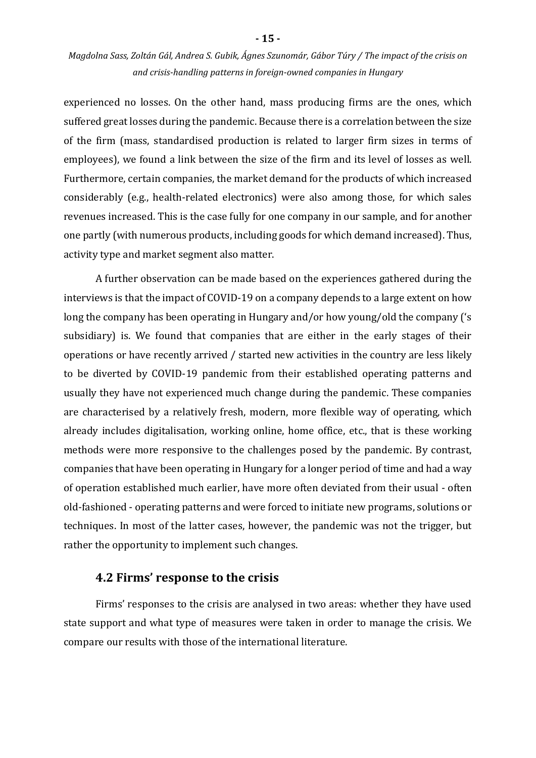experienced no losses. On the other hand, mass producing firms are the ones, which suffered great losses during the pandemic. Because there is a correlation between the size of the firm (mass, standardised production is related to larger firm sizes in terms of employees), we found a link between the size of the firm and its level of losses as well. Furthermore, certain companies, the market demand for the products of which increased considerably (e.g., health-related electronics) were also among those, for which sales revenues increased. This is the case fully for one company in our sample, and for another one partly (with numerous products, including goods for which demand increased). Thus, activity type and market segment also matter.

A further observation can be made based on the experiences gathered during the interviews is that the impact of COVID-19 on a company depends to a large extent on how long the company has been operating in Hungary and/or how young/old the company ('s subsidiary) is. We found that companies that are either in the early stages of their operations or have recently arrived / started new activities in the country are less likely to be diverted by COVID-19 pandemic from their established operating patterns and usually they have not experienced much change during the pandemic. These companies are characterised by a relatively fresh, modern, more flexible way of operating, which already includes digitalisation, working online, home office, etc., that is these working methods were more responsive to the challenges posed by the pandemic. By contrast, companies that have been operating in Hungary for a longer period of time and had a way of operation established much earlier, have more often deviated from their usual - often old-fashioned - operating patterns and were forced to initiate new programs, solutions or techniques. In most of the latter cases, however, the pandemic was not the trigger, but rather the opportunity to implement such changes.

## 4.2 Firms' response to the crisis

Firms' responses to the crisis are analysed in two areas: whether they have used state support and what type of measures were taken in order to manage the crisis. We compare our results with those of the international literature.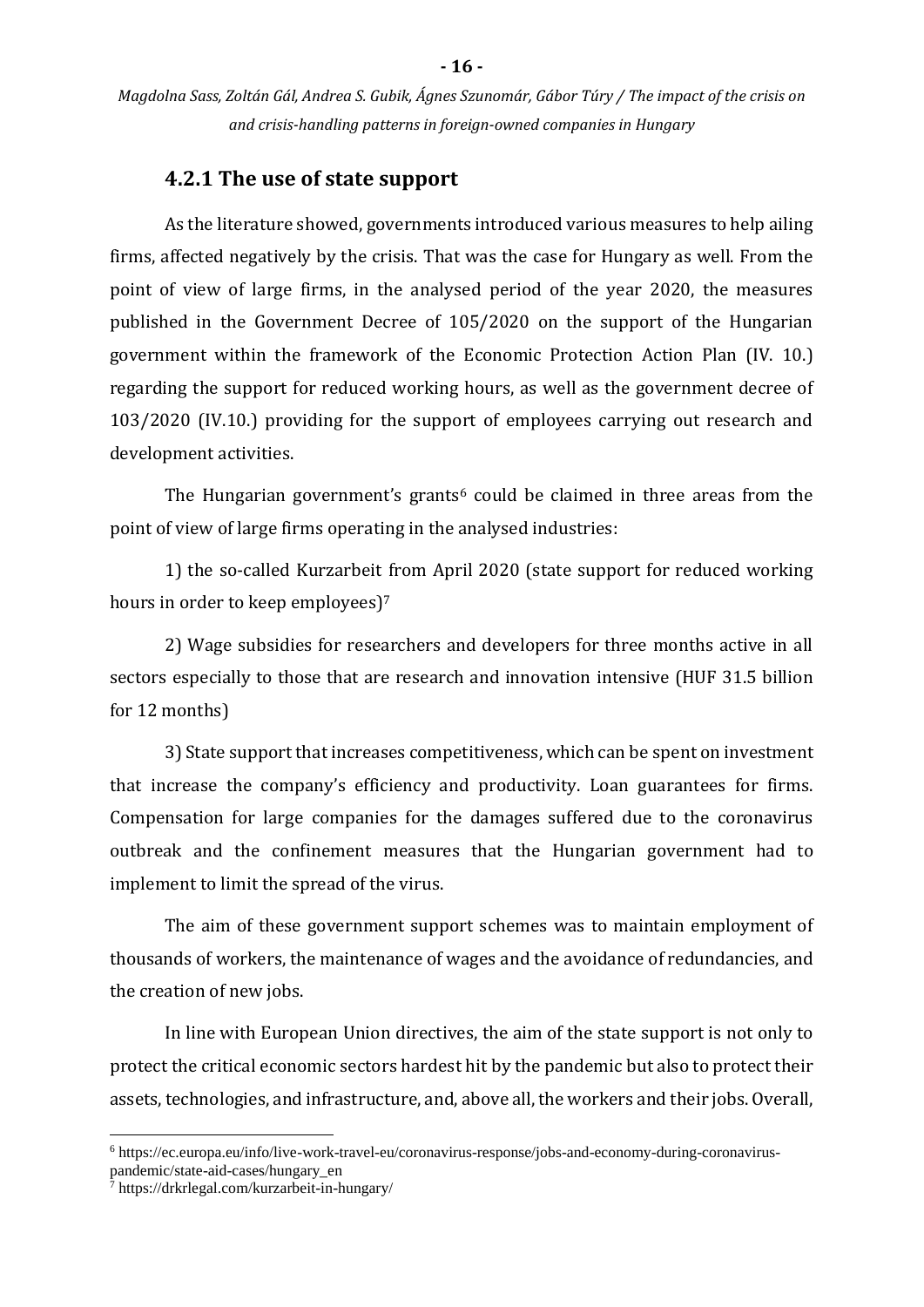### 4.2.1 The use of state support

As the literature showed, governments introduced various measures to help ailing firms, affected negatively by the crisis. That was the case for Hungary as well. From the point of view of large firms, in the analysed period of the year 2020, the measures published in the Government Decree of 105/2020 on the support of the Hungarian government within the framework of the Economic Protection Action Plan (IV. 10.) regarding the support for reduced working hours, as well as the government decree of 103/2020 (IV.10.) providing for the support of employees carrying out research and development activities.

The Hungarian government's grants[6] could be claimed in three areas from the point of view of large firms operating in the analysed industries:

1) the so-called Kurzarbeit from April 2020 (state support for reduced working hours in order to keep employees)[7]

2) Wage subsidies for researchers and developers for three months active in all sectors especially to those that are research and innovation intensive (HUF 31.5 billion for 12 months)

3) State support that increases competitiveness, which can be spent on investment that increase the company's efficiency and productivity. Loan guarantees for firms. Compensation for large companies for the damages suffered due to the coronavirus outbreak and the confinement measures that the Hungarian government had to implement to limit the spread of the virus.

The aim of these government support schemes was to maintain employment of thousands of workers, the maintenance of wages and the avoidance of redundancies, and the creation of new jobs.

In line with European Union directives, the aim of the state support is not only to protect the critical economic sectors hardest hit by the pandemic but also to protect their assets, technologies, and infrastructure, and, above all, the workers and their jobs. Overall,

---

[6] https://ec.europa.eu/info/live-work-travel-eu/coronavirus-response/jobs-and-economy-during-coronavirus-pandemic/state-aid-cases/hungary_en

[7] https://drkrlegal.com/kurzarbeit-in-hungary/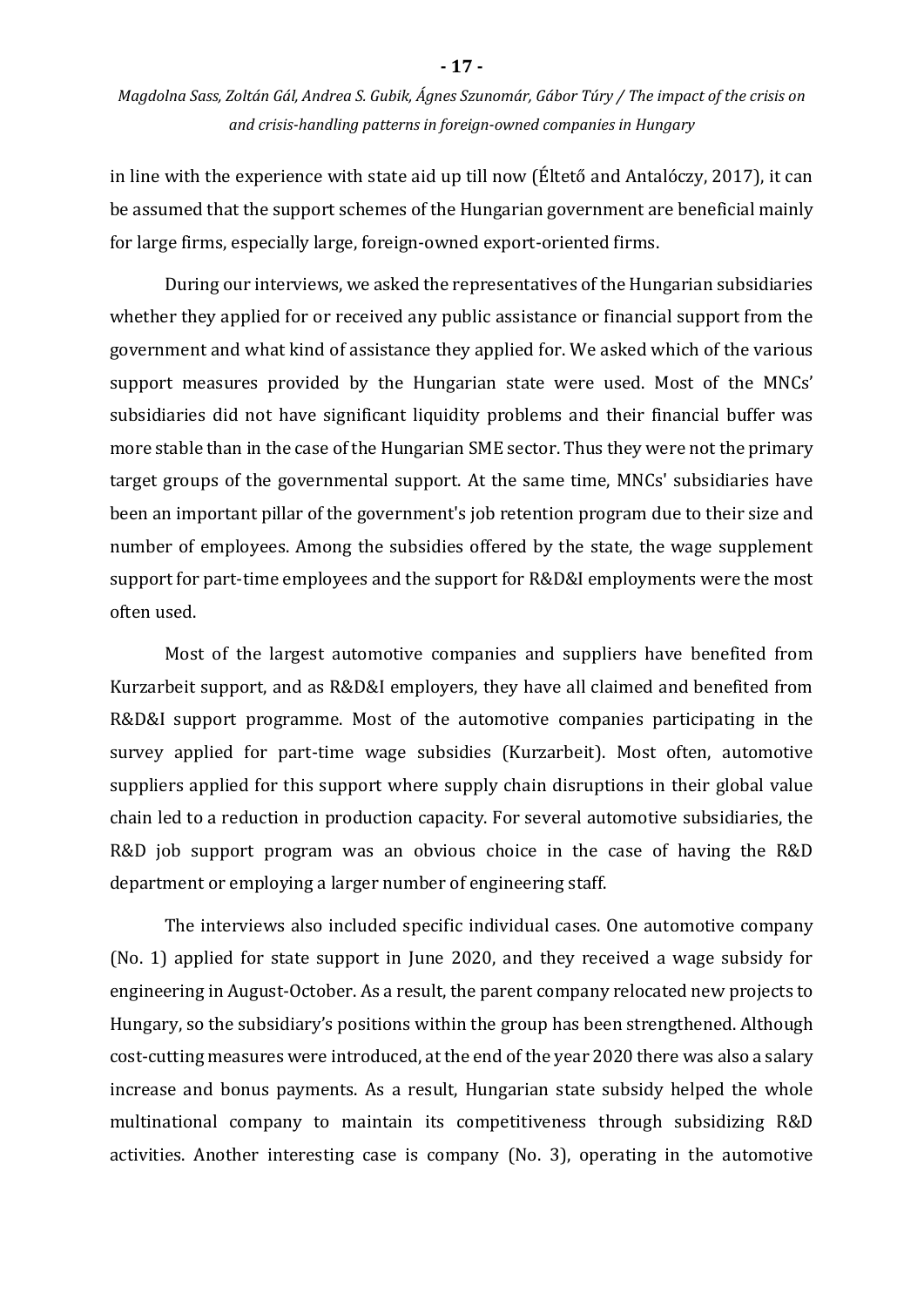in line with the experience with state aid up till now (Éltető and Antalóczy, 2017), it can be assumed that the support schemes of the Hungarian government are beneficial mainly for large firms, especially large, foreign-owned export-oriented firms.

During our interviews, we asked the representatives of the Hungarian subsidiaries whether they applied for or received any public assistance or financial support from the government and what kind of assistance they applied for. We asked which of the various support measures provided by the Hungarian state were used. Most of the MNCs' subsidiaries did not have significant liquidity problems and their financial buffer was more stable than in the case of the Hungarian SME sector. Thus they were not the primary target groups of the governmental support. At the same time, MNCs' subsidiaries have been an important pillar of the government's job retention program due to their size and number of employees. Among the subsidies offered by the state, the wage supplement support for part-time employees and the support for R&D&I employments were the most often used.

Most of the largest automotive companies and suppliers have benefited from Kurzarbeit support, and as R&D&I employers, they have all claimed and benefited from R&D&I support programme. Most of the automotive companies participating in the survey applied for part-time wage subsidies (Kurzarbeit). Most often, automotive suppliers applied for this support where supply chain disruptions in their global value chain led to a reduction in production capacity. For several automotive subsidiaries, the R&D job support program was an obvious choice in the case of having the R&D department or employing a larger number of engineering staff.

The interviews also included specific individual cases. One automotive company (No. 1) applied for state support in June 2020, and they received a wage subsidy for engineering in August-October. As a result, the parent company relocated new projects to Hungary, so the subsidiary's positions within the group has been strengthened. Although cost-cutting measures were introduced, at the end of the year 2020 there was also a salary increase and bonus payments. As a result, Hungarian state subsidy helped the whole multinational company to maintain its competitiveness through subsidizing R&D activities. Another interesting case is company (No. 3), operating in the automotive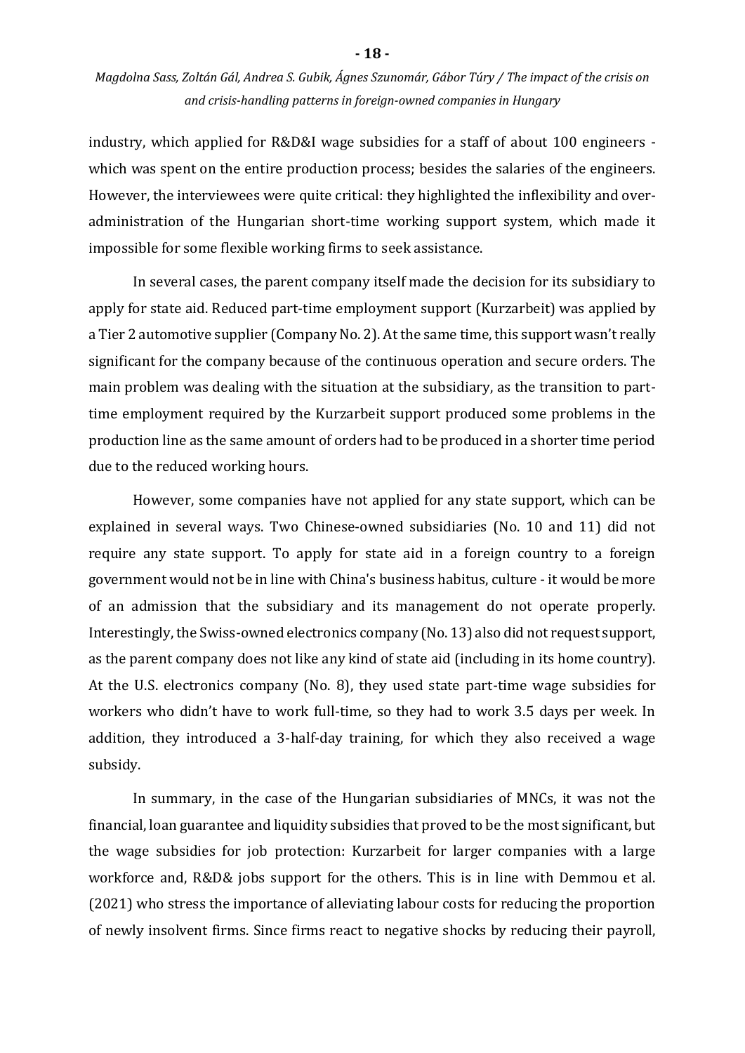industry, which applied for R&D&I wage subsidies for a staff of about 100 engineers - which was spent on the entire production process; besides the salaries of the engineers. However, the interviewees were quite critical: they highlighted the inflexibility and over-administration of the Hungarian short-time working support system, which made it impossible for some flexible working firms to seek assistance.

In several cases, the parent company itself made the decision for its subsidiary to apply for state aid. Reduced part-time employment support (Kurzarbeit) was applied by a Tier 2 automotive supplier (Company No. 2). At the same time, this support wasn't really significant for the company because of the continuous operation and secure orders. The main problem was dealing with the situation at the subsidiary, as the transition to part-time employment required by the Kurzarbeit support produced some problems in the production line as the same amount of orders had to be produced in a shorter time period due to the reduced working hours.

However, some companies have not applied for any state support, which can be explained in several ways. Two Chinese-owned subsidiaries (No. 10 and 11) did not require any state support. To apply for state aid in a foreign country to a foreign government would not be in line with China's business habitus, culture - it would be more of an admission that the subsidiary and its management do not operate properly. Interestingly, the Swiss-owned electronics company (No. 13) also did not request support, as the parent company does not like any kind of state aid (including in its home country). At the U.S. electronics company (No. 8), they used state part-time wage subsidies for workers who didn't have to work full-time, so they had to work 3.5 days per week. In addition, they introduced a 3-half-day training, for which they also received a wage subsidy.

In summary, in the case of the Hungarian subsidiaries of MNCs, it was not the financial, loan guarantee and liquidity subsidies that proved to be the most significant, but the wage subsidies for job protection: Kurzarbeit for larger companies with a large workforce and, R&D& jobs support for the others. This is in line with Demmou et al. (2021) who stress the importance of alleviating labour costs for reducing the proportion of newly insolvent firms. Since firms react to negative shocks by reducing their payroll,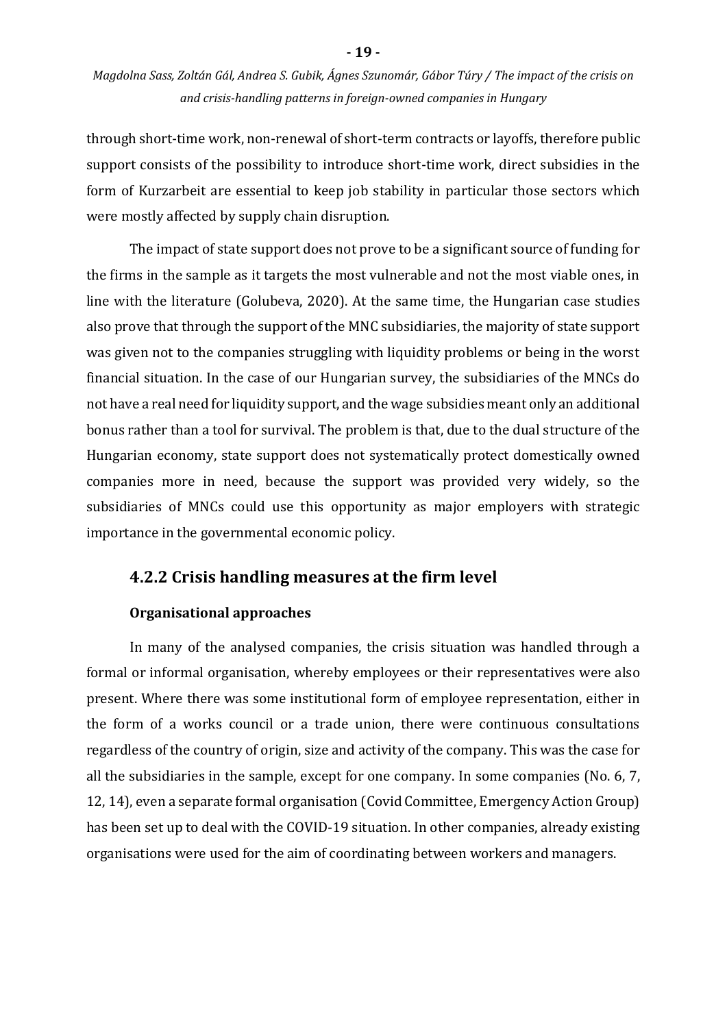through short-time work, non-renewal of short-term contracts or layoffs, therefore public support consists of the possibility to introduce short-time work, direct subsidies in the form of Kurzarbeit are essential to keep job stability in particular those sectors which were mostly affected by supply chain disruption.

The impact of state support does not prove to be a significant source of funding for the firms in the sample as it targets the most vulnerable and not the most viable ones, in line with the literature (Golubeva, 2020). At the same time, the Hungarian case studies also prove that through the support of the MNC subsidiaries, the majority of state support was given not to the companies struggling with liquidity problems or being in the worst financial situation. In the case of our Hungarian survey, the subsidiaries of the MNCs do not have a real need for liquidity support, and the wage subsidies meant only an additional bonus rather than a tool for survival. The problem is that, due to the dual structure of the Hungarian economy, state support does not systematically protect domestically owned companies more in need, because the support was provided very widely, so the subsidiaries of MNCs could use this opportunity as major employers with strategic importance in the governmental economic policy.

### 4.2.2 Crisis handling measures at the firm level

**Organisational approaches**

In many of the analysed companies, the crisis situation was handled through a formal or informal organisation, whereby employees or their representatives were also present. Where there was some institutional form of employee representation, either in the form of a works council or a trade union, there were continuous consultations regardless of the country of origin, size and activity of the company. This was the case for all the subsidiaries in the sample, except for one company. In some companies (No. 6, 7, 12, 14), even a separate formal organisation (Covid Committee, Emergency Action Group) has been set up to deal with the COVID-19 situation. In other companies, already existing organisations were used for the aim of coordinating between workers and managers.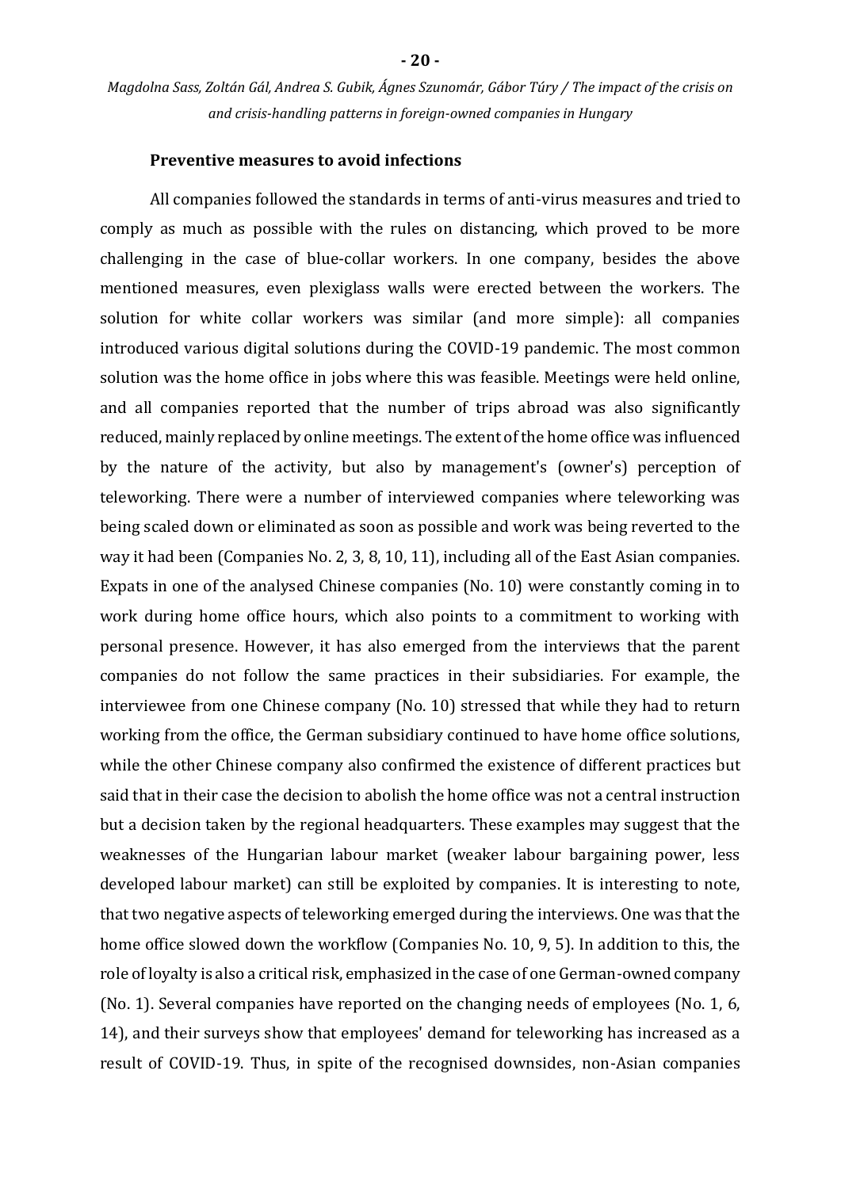### Preventive measures to avoid infections

All companies followed the standards in terms of anti-virus measures and tried to comply as much as possible with the rules on distancing, which proved to be more challenging in the case of blue-collar workers. In one company, besides the above mentioned measures, even plexiglass walls were erected between the workers. The solution for white collar workers was similar (and more simple): all companies introduced various digital solutions during the COVID-19 pandemic. The most common solution was the home office in jobs where this was feasible. Meetings were held online, and all companies reported that the number of trips abroad was also significantly reduced, mainly replaced by online meetings. The extent of the home office was influenced by the nature of the activity, but also by management's (owner's) perception of teleworking. There were a number of interviewed companies where teleworking was being scaled down or eliminated as soon as possible and work was being reverted to the way it had been (Companies No. 2, 3, 8, 10, 11), including all of the East Asian companies. Expats in one of the analysed Chinese companies (No. 10) were constantly coming in to work during home office hours, which also points to a commitment to working with personal presence. However, it has also emerged from the interviews that the parent companies do not follow the same practices in their subsidiaries. For example, the interviewee from one Chinese company (No. 10) stressed that while they had to return working from the office, the German subsidiary continued to have home office solutions, while the other Chinese company also confirmed the existence of different practices but said that in their case the decision to abolish the home office was not a central instruction but a decision taken by the regional headquarters. These examples may suggest that the weaknesses of the Hungarian labour market (weaker labour bargaining power, less developed labour market) can still be exploited by companies. It is interesting to note, that two negative aspects of teleworking emerged during the interviews. One was that the home office slowed down the workflow (Companies No. 10, 9, 5). In addition to this, the role of loyalty is also a critical risk, emphasized in the case of one German-owned company (No. 1). Several companies have reported on the changing needs of employees (No. 1, 6, 14), and their surveys show that employees' demand for teleworking has increased as a result of COVID-19. Thus, in spite of the recognised downsides, non-Asian companies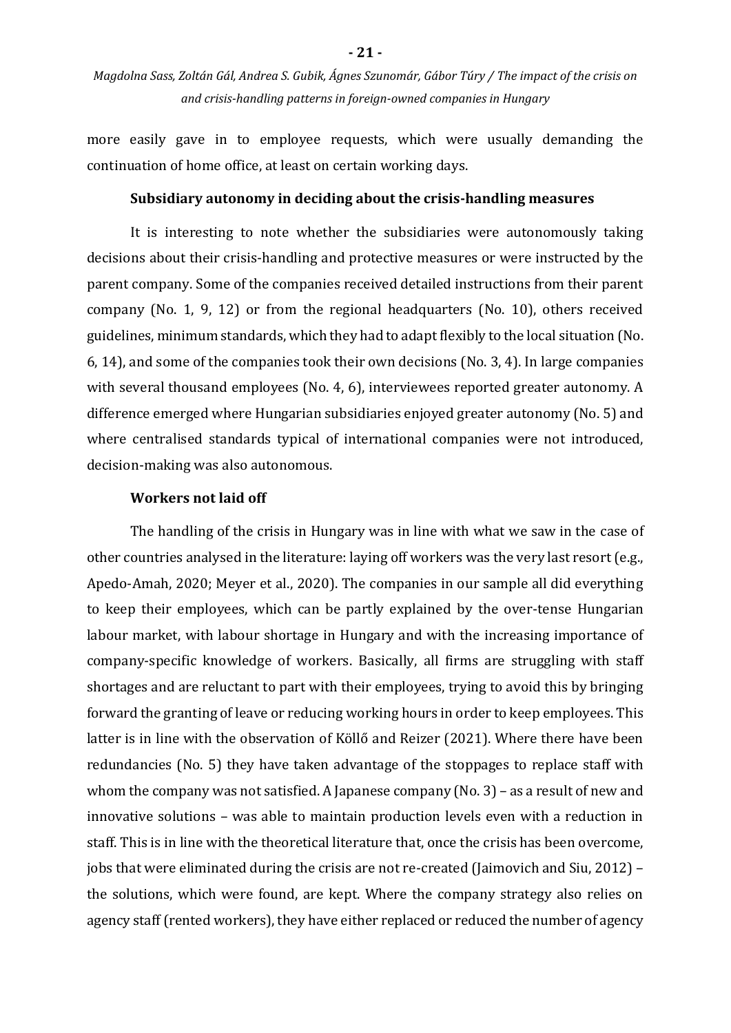more easily gave in to employee requests, which were usually demanding the continuation of home office, at least on certain working days.

### Subsidiary autonomy in deciding about the crisis-handling measures

It is interesting to note whether the subsidiaries were autonomously taking decisions about their crisis-handling and protective measures or were instructed by the parent company. Some of the companies received detailed instructions from their parent company (No. 1, 9, 12) or from the regional headquarters (No. 10), others received guidelines, minimum standards, which they had to adapt flexibly to the local situation (No. 6, 14), and some of the companies took their own decisions (No. 3, 4). In large companies with several thousand employees (No. 4, 6), interviewees reported greater autonomy. A difference emerged where Hungarian subsidiaries enjoyed greater autonomy (No. 5) and where centralised standards typical of international companies were not introduced, decision-making was also autonomous.

### Workers not laid off

The handling of the crisis in Hungary was in line with what we saw in the case of other countries analysed in the literature: laying off workers was the very last resort (e.g., Apedo-Amah, 2020; Meyer et al., 2020). The companies in our sample all did everything to keep their employees, which can be partly explained by the over-tense Hungarian labour market, with labour shortage in Hungary and with the increasing importance of company-specific knowledge of workers. Basically, all firms are struggling with staff shortages and are reluctant to part with their employees, trying to avoid this by bringing forward the granting of leave or reducing working hours in order to keep employees. This latter is in line with the observation of Köllő and Reizer (2021). Where there have been redundancies (No. 5) they have taken advantage of the stoppages to replace staff with whom the company was not satisfied. A Japanese company (No. 3) – as a result of new and innovative solutions – was able to maintain production levels even with a reduction in staff. This is in line with the theoretical literature that, once the crisis has been overcome, jobs that were eliminated during the crisis are not re-created (Jaimovich and Siu, 2012) – the solutions, which were found, are kept. Where the company strategy also relies on agency staff (rented workers), they have either replaced or reduced the number of agency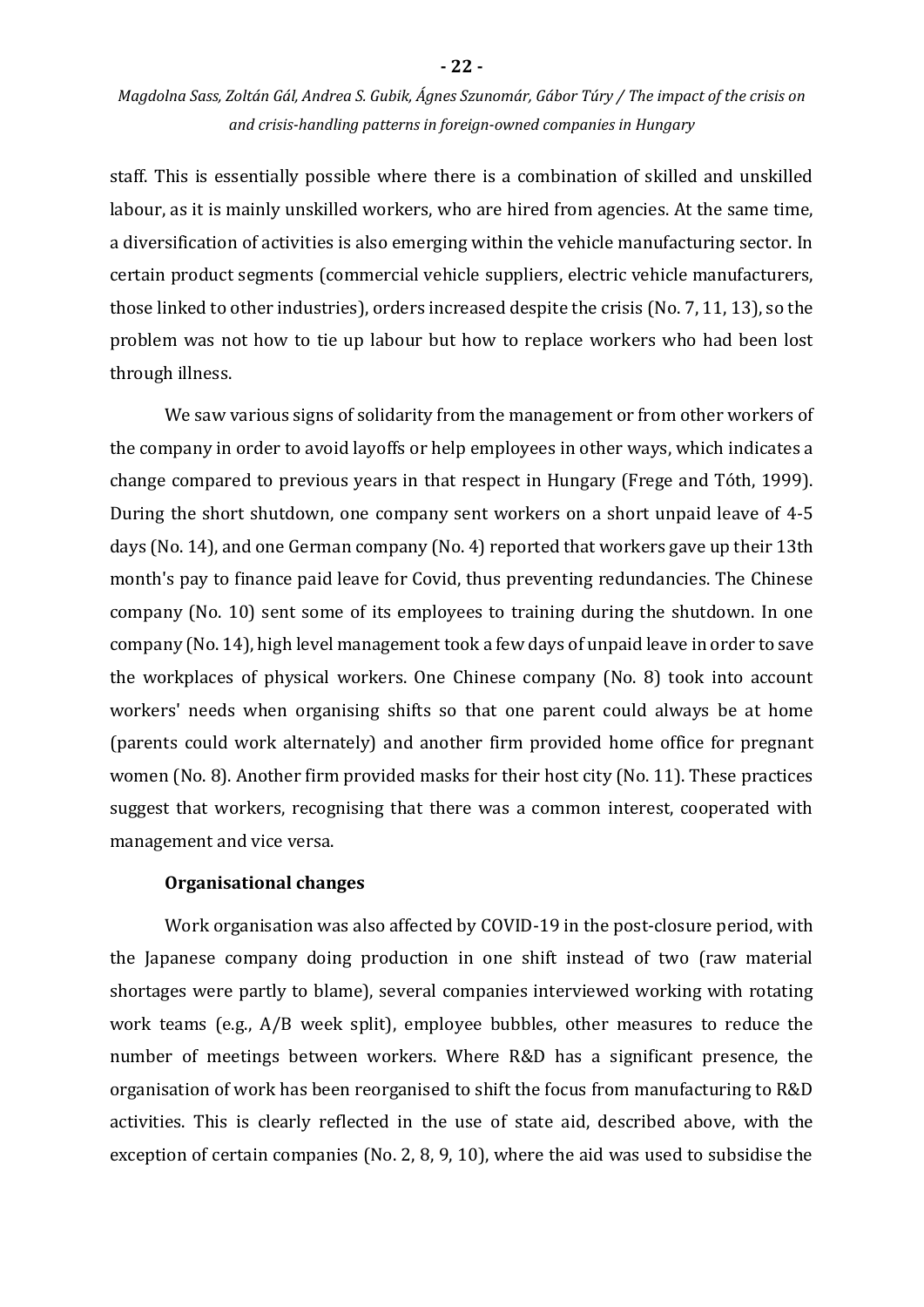staff. This is essentially possible where there is a combination of skilled and unskilled labour, as it is mainly unskilled workers, who are hired from agencies. At the same time, a diversification of activities is also emerging within the vehicle manufacturing sector. In certain product segments (commercial vehicle suppliers, electric vehicle manufacturers, those linked to other industries), orders increased despite the crisis (No. 7, 11, 13), so the problem was not how to tie up labour but how to replace workers who had been lost through illness.

We saw various signs of solidarity from the management or from other workers of the company in order to avoid layoffs or help employees in other ways, which indicates a change compared to previous years in that respect in Hungary (Frege and Tóth, 1999). During the short shutdown, one company sent workers on a short unpaid leave of 4-5 days (No. 14), and one German company (No. 4) reported that workers gave up their 13th month's pay to finance paid leave for Covid, thus preventing redundancies. The Chinese company (No. 10) sent some of its employees to training during the shutdown. In one company (No. 14), high level management took a few days of unpaid leave in order to save the workplaces of physical workers. One Chinese company (No. 8) took into account workers' needs when organising shifts so that one parent could always be at home (parents could work alternately) and another firm provided home office for pregnant women (No. 8). Another firm provided masks for their host city (No. 11). These practices suggest that workers, recognising that there was a common interest, cooperated with management and vice versa.

**Organisational changes**

Work organisation was also affected by COVID-19 in the post-closure period, with the Japanese company doing production in one shift instead of two (raw material shortages were partly to blame), several companies interviewed working with rotating work teams (e.g., A/B week split), employee bubbles, other measures to reduce the number of meetings between workers. Where R&D has a significant presence, the organisation of work has been reorganised to shift the focus from manufacturing to R&D activities. This is clearly reflected in the use of state aid, described above, with the exception of certain companies (No. 2, 8, 9, 10), where the aid was used to subsidise the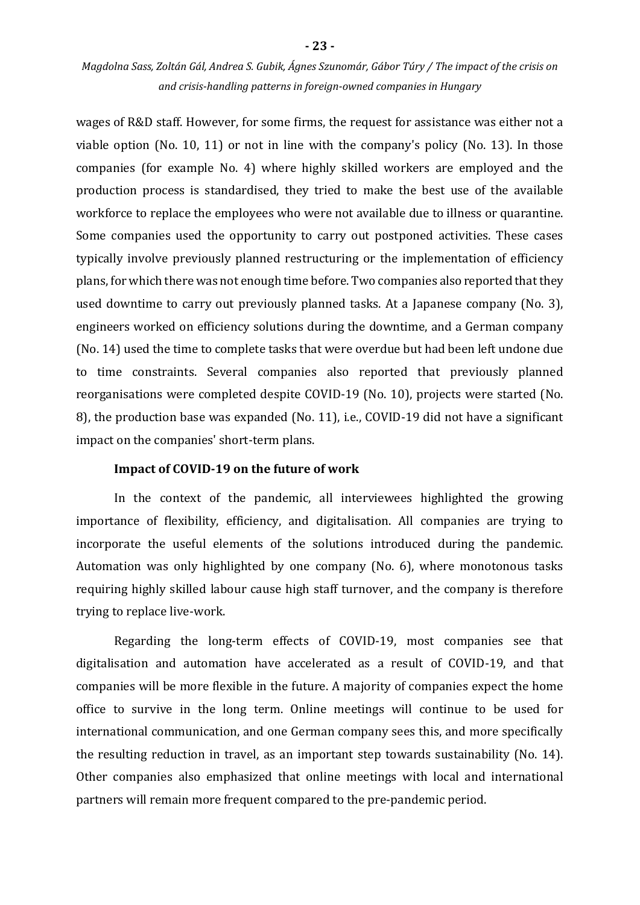wages of R&D staff. However, for some firms, the request for assistance was either not a viable option (No. 10, 11) or not in line with the company's policy (No. 13). In those companies (for example No. 4) where highly skilled workers are employed and the production process is standardised, they tried to make the best use of the available workforce to replace the employees who were not available due to illness or quarantine. Some companies used the opportunity to carry out postponed activities. These cases typically involve previously planned restructuring or the implementation of efficiency plans, for which there was not enough time before. Two companies also reported that they used downtime to carry out previously planned tasks. At a Japanese company (No. 3), engineers worked on efficiency solutions during the downtime, and a German company (No. 14) used the time to complete tasks that were overdue but had been left undone due to time constraints. Several companies also reported that previously planned reorganisations were completed despite COVID-19 (No. 10), projects were started (No. 8), the production base was expanded (No. 11), i.e., COVID-19 did not have a significant impact on the companies' short-term plans.

**Impact of COVID-19 on the future of work**

In the context of the pandemic, all interviewees highlighted the growing importance of flexibility, efficiency, and digitalisation. All companies are trying to incorporate the useful elements of the solutions introduced during the pandemic. Automation was only highlighted by one company (No. 6), where monotonous tasks requiring highly skilled labour cause high staff turnover, and the company is therefore trying to replace live-work.

Regarding the long-term effects of COVID-19, most companies see that digitalisation and automation have accelerated as a result of COVID-19, and that companies will be more flexible in the future. A majority of companies expect the home office to survive in the long term. Online meetings will continue to be used for international communication, and one German company sees this, and more specifically the resulting reduction in travel, as an important step towards sustainability (No. 14). Other companies also emphasized that online meetings with local and international partners will remain more frequent compared to the pre-pandemic period.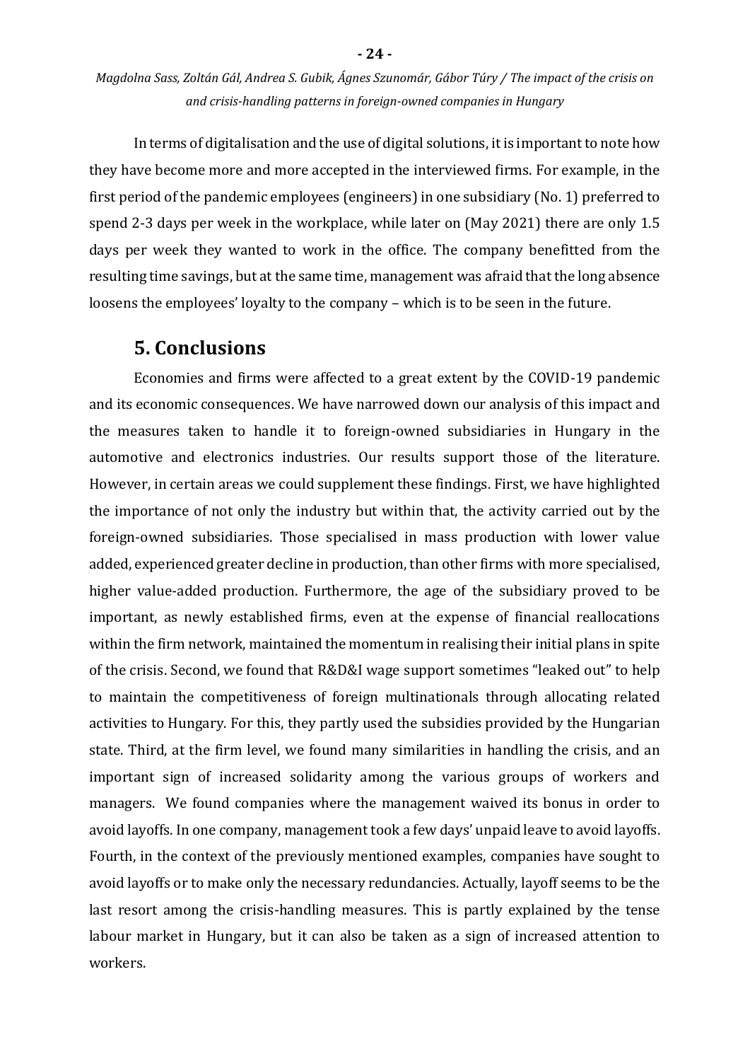In terms of digitalisation and the use of digital solutions, it is important to note how they have become more and more accepted in the interviewed firms. For example, in the first period of the pandemic employees (engineers) in one subsidiary (No. 1) preferred to spend 2-3 days per week in the workplace, while later on (May 2021) there are only 1.5 days per week they wanted to work in the office. The company benefitted from the resulting time savings, but at the same time, management was afraid that the long absence loosens the employees' loyalty to the company – which is to be seen in the future.

## 5. Conclusions

Economies and firms were affected to a great extent by the COVID-19 pandemic and its economic consequences. We have narrowed down our analysis of this impact and the measures taken to handle it to foreign-owned subsidiaries in Hungary in the automotive and electronics industries. Our results support those of the literature. However, in certain areas we could supplement these findings. First, we have highlighted the importance of not only the industry but within that, the activity carried out by the foreign-owned subsidiaries. Those specialised in mass production with lower value added, experienced greater decline in production, than other firms with more specialised, higher value-added production. Furthermore, the age of the subsidiary proved to be important, as newly established firms, even at the expense of financial reallocations within the firm network, maintained the momentum in realising their initial plans in spite of the crisis. Second, we found that R&D&I wage support sometimes "leaked out" to help to maintain the competitiveness of foreign multinationals through allocating related activities to Hungary. For this, they partly used the subsidies provided by the Hungarian state. Third, at the firm level, we found many similarities in handling the crisis, and an important sign of increased solidarity among the various groups of workers and managers. We found companies where the management waived its bonus in order to avoid layoffs. In one company, management took a few days' unpaid leave to avoid layoffs. Fourth, in the context of the previously mentioned examples, companies have sought to avoid layoffs or to make only the necessary redundancies. Actually, layoff seems to be the last resort among the crisis-handling measures. This is partly explained by the tense labour market in Hungary, but it can also be taken as a sign of increased attention to workers.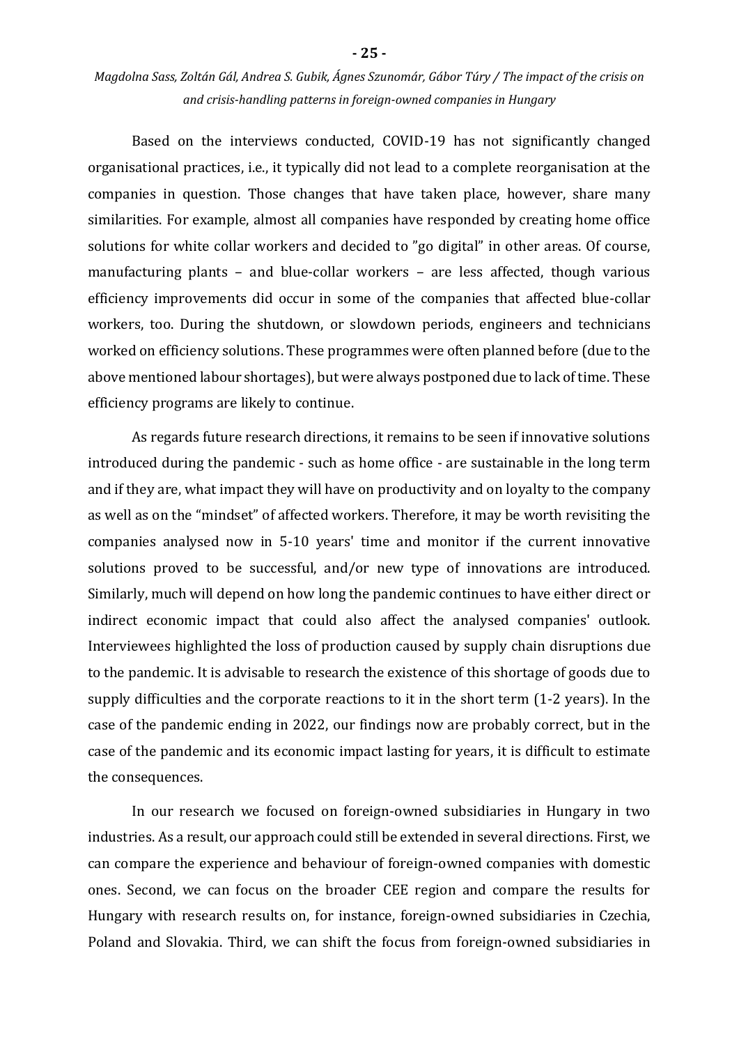Based on the interviews conducted, COVID-19 has not significantly changed organisational practices, i.e., it typically did not lead to a complete reorganisation at the companies in question. Those changes that have taken place, however, share many similarities. For example, almost all companies have responded by creating home office solutions for white collar workers and decided to ”go digital” in other areas. Of course, manufacturing plants – and blue-collar workers – are less affected, though various efficiency improvements did occur in some of the companies that affected blue-collar workers, too. During the shutdown, or slowdown periods, engineers and technicians worked on efficiency solutions. These programmes were often planned before (due to the above mentioned labour shortages), but were always postponed due to lack of time. These efficiency programs are likely to continue.

As regards future research directions, it remains to be seen if innovative solutions introduced during the pandemic - such as home office - are sustainable in the long term and if they are, what impact they will have on productivity and on loyalty to the company as well as on the “mindset” of affected workers. Therefore, it may be worth revisiting the companies analysed now in 5-10 years' time and monitor if the current innovative solutions proved to be successful, and/or new type of innovations are introduced. Similarly, much will depend on how long the pandemic continues to have either direct or indirect economic impact that could also affect the analysed companies' outlook. Interviewees highlighted the loss of production caused by supply chain disruptions due to the pandemic. It is advisable to research the existence of this shortage of goods due to supply difficulties and the corporate reactions to it in the short term (1-2 years). In the case of the pandemic ending in 2022, our findings now are probably correct, but in the case of the pandemic and its economic impact lasting for years, it is difficult to estimate the consequences.

In our research we focused on foreign-owned subsidiaries in Hungary in two industries. As a result, our approach could still be extended in several directions. First, we can compare the experience and behaviour of foreign-owned companies with domestic ones. Second, we can focus on the broader CEE region and compare the results for Hungary with research results on, for instance, foreign-owned subsidiaries in Czechia, Poland and Slovakia. Third, we can shift the focus from foreign-owned subsidiaries in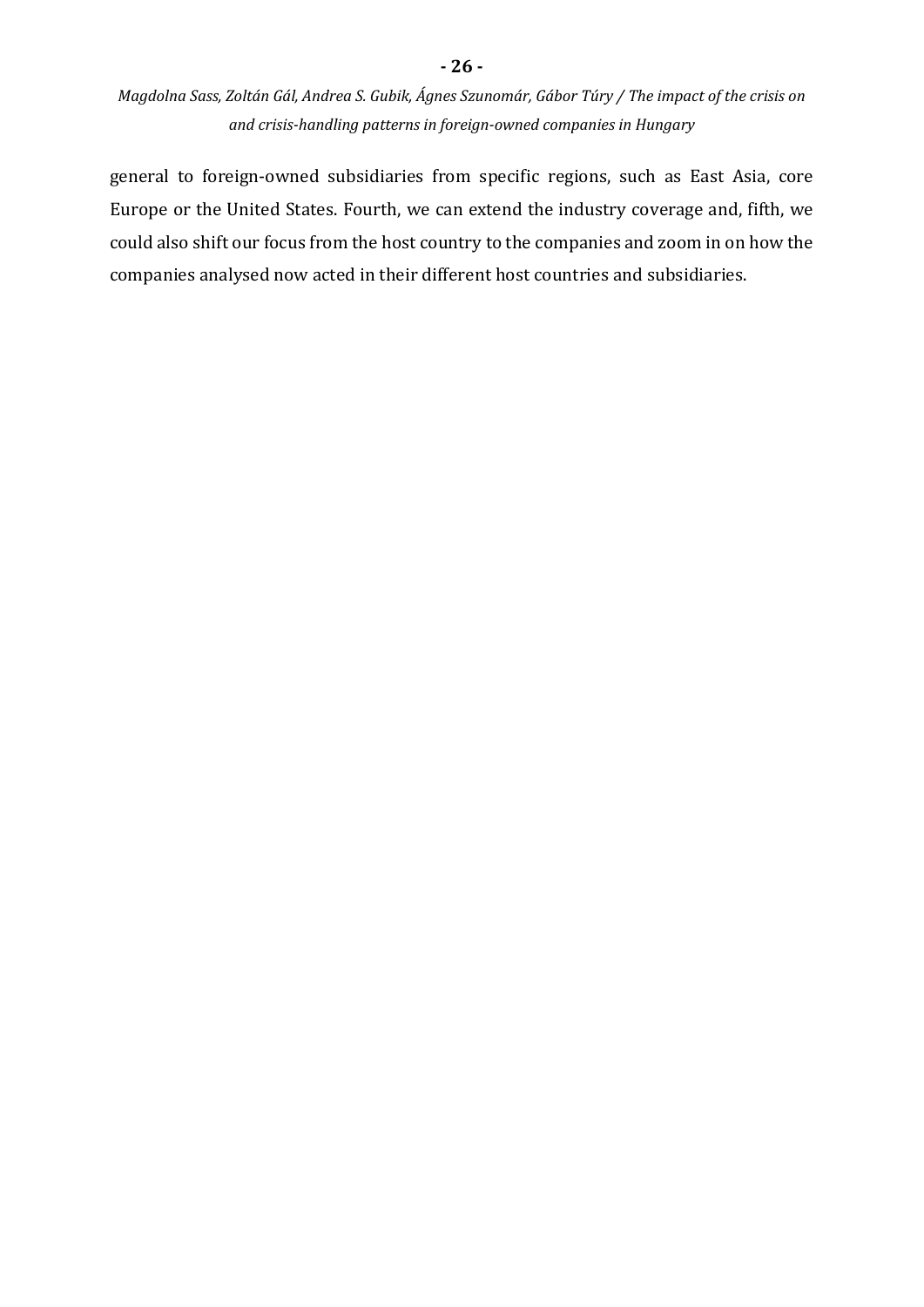general to foreign-owned subsidiaries from specific regions, such as East Asia, core Europe or the United States. Fourth, we can extend the industry coverage and, fifth, we could also shift our focus from the host country to the companies and zoom in on how the companies analysed now acted in their different host countries and subsidiaries.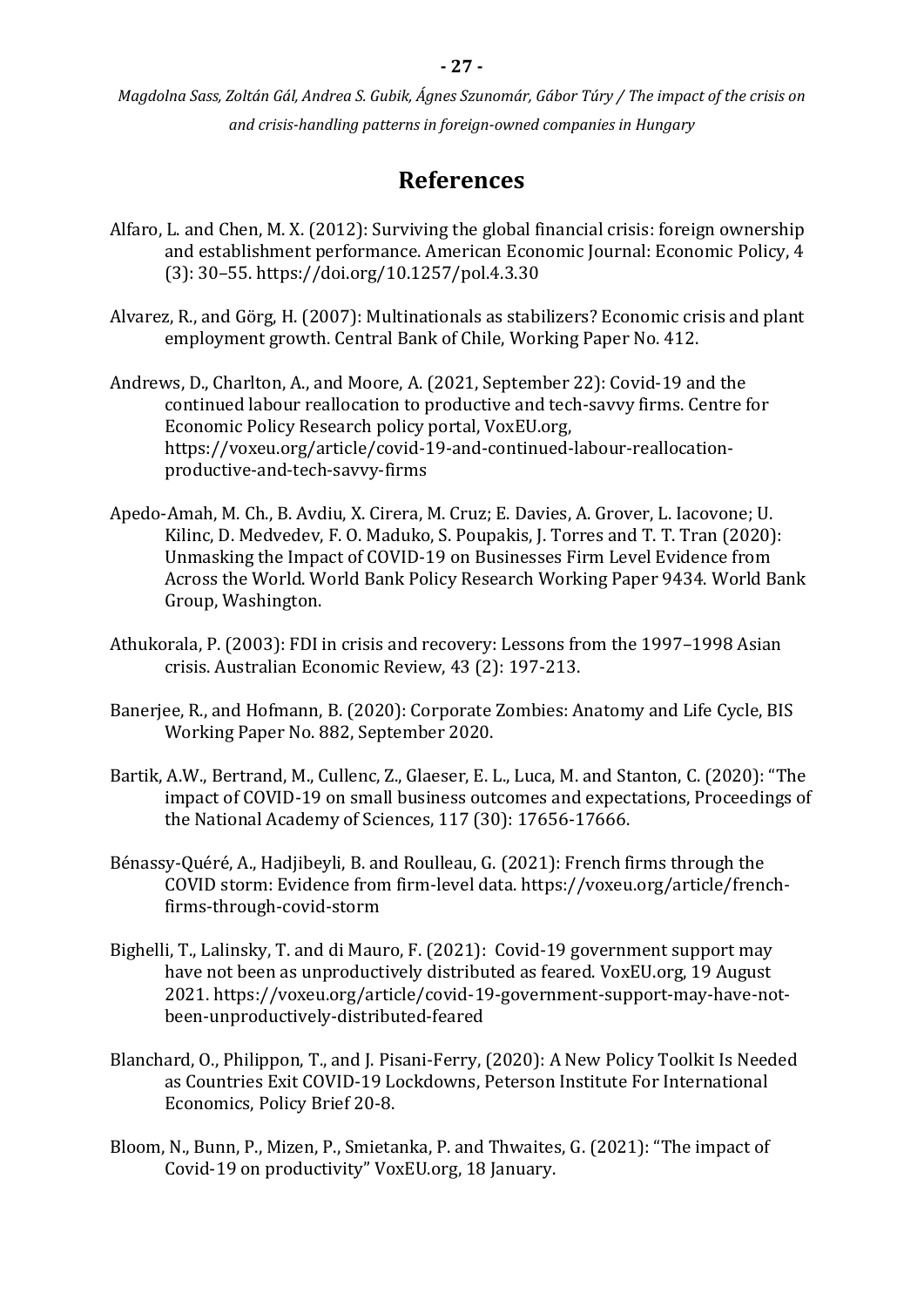# References

Alfaro, L. and Chen, M. X. (2012): Surviving the global financial crisis: foreign ownership and establishment performance. American Economic Journal: Economic Policy, 4 (3): 30–55. https://doi.org/10.1257/pol.4.3.30

Alvarez, R., and Görg, H. (2007): Multinationals as stabilizers? Economic crisis and plant employment growth. Central Bank of Chile, Working Paper No. 412.

Andrews, D., Charlton, A., and Moore, A. (2021, September 22): Covid-19 and the continued labour reallocation to productive and tech-savvy firms. Centre for Economic Policy Research policy portal, VoxEU.org, https://voxeu.org/article/covid-19-and-continued-labour-reallocation-productive-and-tech-savvy-firms

Apedo-Amah, M. Ch., B. Avdiu, X. Cirera, M. Cruz; E. Davies, A. Grover, L. Iacovone; U. Kilinc, D. Medvedev, F. O. Maduko, S. Poupakis, J. Torres and T. T. Tran (2020): Unmasking the Impact of COVID-19 on Businesses Firm Level Evidence from Across the World. World Bank Policy Research Working Paper 9434. World Bank Group, Washington.

Athukorala, P. (2003): FDI in crisis and recovery: Lessons from the 1997–1998 Asian crisis. Australian Economic Review, 43 (2): 197-213.

Banerjee, R., and Hofmann, B. (2020): Corporate Zombies: Anatomy and Life Cycle, BIS Working Paper No. 882, September 2020.

Bartik, A.W., Bertrand, M., Cullenc, Z., Glaeser, E. L., Luca, M. and Stanton, C. (2020): "The impact of COVID-19 on small business outcomes and expectations, Proceedings of the National Academy of Sciences, 117 (30): 17656-17666.

Bénassy-Quéré, A., Hadjibeyli, B. and Roulleau, G. (2021): French firms through the COVID storm: Evidence from firm-level data. https://voxeu.org/article/french-firms-through-covid-storm

Bighelli, T., Lalinsky, T. and di Mauro, F. (2021): Covid-19 government support may have not been as unproductively distributed as feared. VoxEU.org, 19 August 2021. https://voxeu.org/article/covid-19-government-support-may-have-not-been-unproductively-distributed-feared

Blanchard, O., Philippon, T., and J. Pisani-Ferry, (2020): A New Policy Toolkit Is Needed as Countries Exit COVID-19 Lockdowns, Peterson Institute For International Economics, Policy Brief 20-8.

Bloom, N., Bunn, P., Mizen, P., Smietanka, P. and Thwaites, G. (2021): "The impact of Covid-19 on productivity" VoxEU.org, 18 January.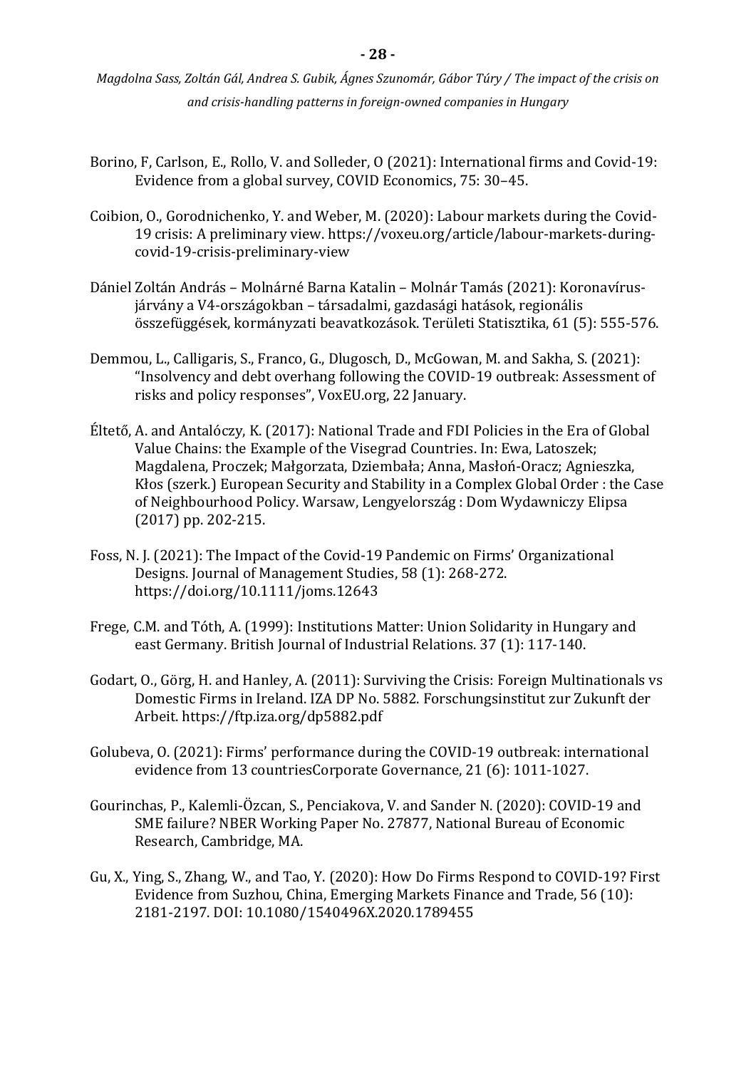Borino, F, Carlson, E., Rollo, V. and Solleder, O (2021): International firms and Covid-19: Evidence from a global survey, COVID Economics, 75: 30–45.

Coibion, O., Gorodnichenko, Y. and Weber, M. (2020): Labour markets during the Covid-19 crisis: A preliminary view. https://voxeu.org/article/labour-markets-during-covid-19-crisis-preliminary-view

Dániel Zoltán András – Molnárné Barna Katalin – Molnár Tamás (2021): Koronavírus-járvány a V4-országokban – társadalmi, gazdasági hatások, regionális összefüggések, kormányzati beavatkozások. Területi Statisztika, 61 (5): 555-576.

Demmou, L., Calligaris, S., Franco, G., Dlugosch, D., McGowan, M. and Sakha, S. (2021): "Insolvency and debt overhang following the COVID-19 outbreak: Assessment of risks and policy responses", VoxEU.org, 22 January.

Éltető, A. and Antalóczy, K. (2017): National Trade and FDI Policies in the Era of Global Value Chains: the Example of the Visegrad Countries. In: Ewa, Latoszek; Magdalena, Proczek; Małgorzata, Dziembała; Anna, Masłoń-Oracz; Agnieszka, Kłos (szerk.) European Security and Stability in a Complex Global Order : the Case of Neighbourhood Policy. Warsaw, Lengyelország : Dom Wydawniczy Elipsa (2017) pp. 202-215.

Foss, N. J. (2021): The Impact of the Covid-19 Pandemic on Firms' Organizational Designs. Journal of Management Studies, 58 (1): 268-272. https://doi.org/10.1111/joms.12643

Frege, C.M. and Tóth, A. (1999): Institutions Matter: Union Solidarity in Hungary and east Germany. British Journal of Industrial Relations. 37 (1): 117-140.

Godart, O., Görg, H. and Hanley, A. (2011): Surviving the Crisis: Foreign Multinationals vs Domestic Firms in Ireland. IZA DP No. 5882. Forschungsinstitut zur Zukunft der Arbeit. https://ftp.iza.org/dp5882.pdf

Golubeva, O. (2021): Firms' performance during the COVID-19 outbreak: international evidence from 13 countriesCorporate Governance, 21 (6): 1011-1027.

Gourinchas, P., Kalemli-Özcan, S., Penciakova, V. and Sander N. (2020): COVID-19 and SME failure? NBER Working Paper No. 27877, National Bureau of Economic Research, Cambridge, MA.

Gu, X., Ying, S., Zhang, W., and Tao, Y. (2020): How Do Firms Respond to COVID-19? First Evidence from Suzhou, China, Emerging Markets Finance and Trade, 56 (10): 2181-2197. DOI: 10.1080/1540496X.2020.1789455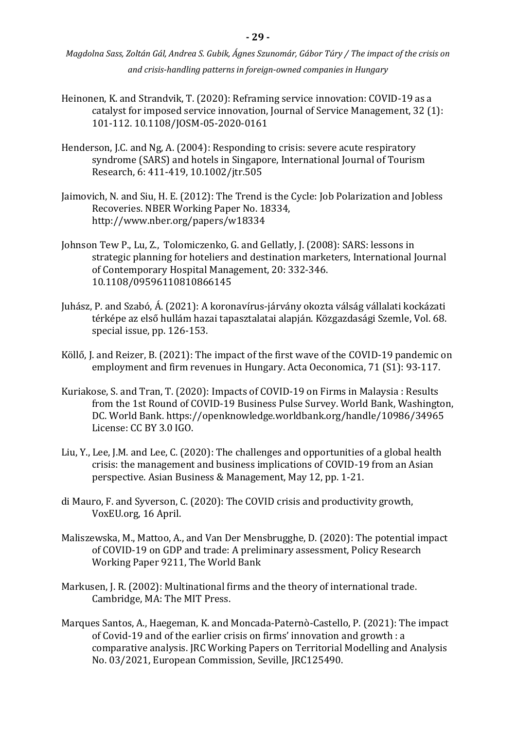Heinonen, K. and Strandvik, T. (2020): Reframing service innovation: COVID-19 as a catalyst for imposed service innovation, Journal of Service Management, 32 (1): 101-112. 10.1108/JOSM-05-2020-0161

Henderson, J.C. and Ng, A. (2004): Responding to crisis: severe acute respiratory syndrome (SARS) and hotels in Singapore, International Journal of Tourism Research, 6: 411-419, 10.1002/jtr.505

Jaimovich, N. and Siu, H. E. (2012): The Trend is the Cycle: Job Polarization and Jobless Recoveries. NBER Working Paper No. 18334, http://www.nber.org/papers/w18334

Johnson Tew P., Lu, Z., Tolomiczenko, G. and Gellatly, J. (2008): SARS: lessons in strategic planning for hoteliers and destination marketers, International Journal of Contemporary Hospital Management, 20: 332-346. 10.1108/09596110810866145

Juhász, P. and Szabó, Á. (2021): A koronavírus-járvány okozta válság vállalati kockázati térképe az első hullám hazai tapasztalatai alapján. Közgazdasági Szemle, Vol. 68. special issue, pp. 126-153.

Köllő, J. and Reizer, B. (2021): The impact of the first wave of the COVID-19 pandemic on employment and firm revenues in Hungary. Acta Oeconomica, 71 (S1): 93-117.

Kuriakose, S. and Tran, T. (2020): Impacts of COVID-19 on Firms in Malaysia : Results from the 1st Round of COVID-19 Business Pulse Survey. World Bank, Washington, DC. World Bank. https://openknowledge.worldbank.org/handle/10986/34965 License: CC BY 3.0 IGO.

Liu, Y., Lee, J.M. and Lee, C. (2020): The challenges and opportunities of a global health crisis: the management and business implications of COVID-19 from an Asian perspective. Asian Business & Management, May 12, pp. 1-21.

di Mauro, F. and Syverson, C. (2020): The COVID crisis and productivity growth, VoxEU.org, 16 April.

Maliszewska, M., Mattoo, A., and Van Der Mensbrugghe, D. (2020): The potential impact of COVID-19 on GDP and trade: A preliminary assessment, Policy Research Working Paper 9211, The World Bank

Markusen, J. R. (2002): Multinational firms and the theory of international trade. Cambridge, MA: The MIT Press.

Marques Santos, A., Haegeman, K. and Moncada-Paternò-Castello, P. (2021): The impact of Covid-19 and of the earlier crisis on firms' innovation and growth : a comparative analysis. JRC Working Papers on Territorial Modelling and Analysis No. 03/2021, European Commission, Seville, JRC125490.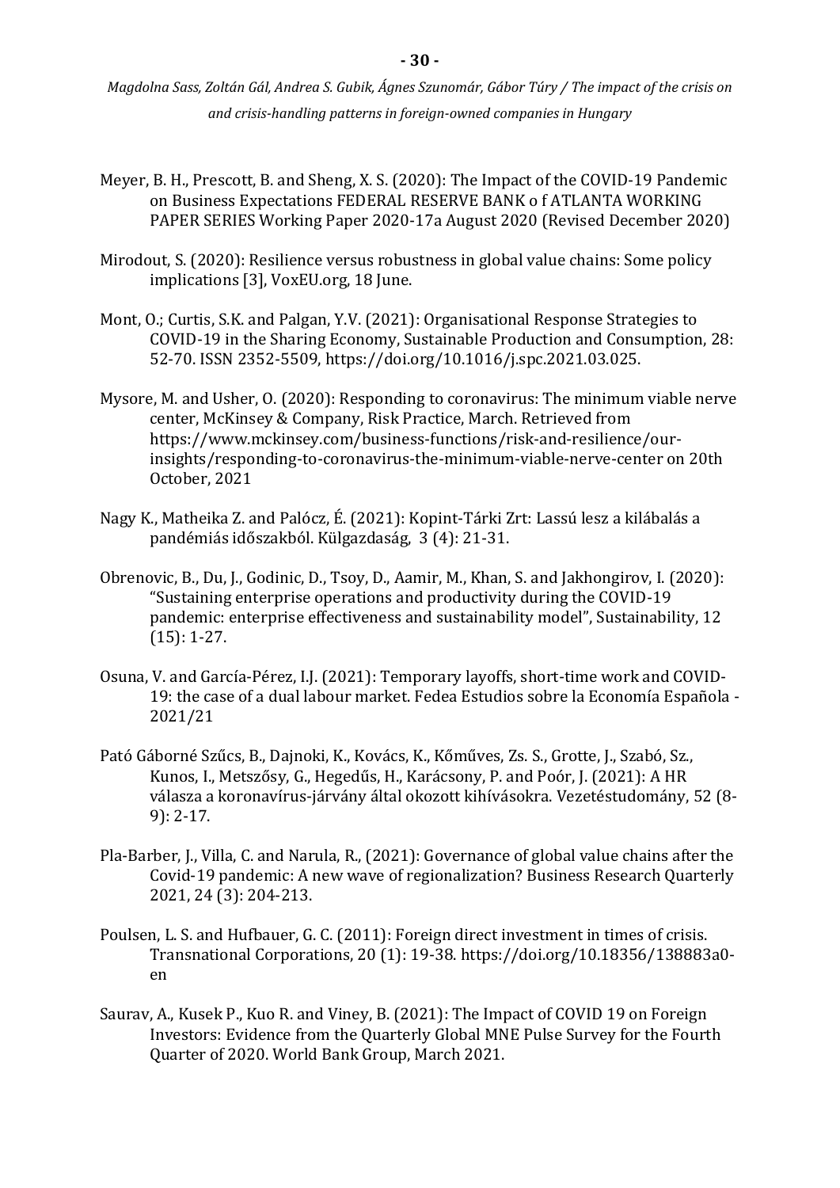Meyer, B. H., Prescott, B. and Sheng, X. S. (2020): The Impact of the COVID-19 Pandemic on Business Expectations FEDERAL RESERVE BANK o f ATLANTA WORKING PAPER SERIES Working Paper 2020-17a August 2020 (Revised December 2020)

Mirodout, S. (2020): Resilience versus robustness in global value chains: Some policy implications [3], VoxEU.org, 18 June.

Mont, O.; Curtis, S.K. and Palgan, Y.V. (2021): Organisational Response Strategies to COVID-19 in the Sharing Economy, Sustainable Production and Consumption, 28: 52-70. ISSN 2352-5509, https://doi.org/10.1016/j.spc.2021.03.025.

Mysore, M. and Usher, O. (2020): Responding to coronavirus: The minimum viable nerve center, McKinsey & Company, Risk Practice, March. Retrieved from https://www.mckinsey.com/business-functions/risk-and-resilience/our-insights/responding-to-coronavirus-the-minimum-viable-nerve-center on 20th October, 2021

Nagy K., Matheika Z. and Palócz, É. (2021): Kopint-Tárki Zrt: Lassú lesz a kilábalás a pandémiás időszakból. Külgazdaság, 3 (4): 21-31.

Obrenovic, B., Du, J., Godinic, D., Tsoy, D., Aamir, M., Khan, S. and Jakhongirov, I. (2020): "Sustaining enterprise operations and productivity during the COVID-19 pandemic: enterprise effectiveness and sustainability model", Sustainability, 12 (15): 1-27.

Osuna, V. and García-Pérez, I.J. (2021): Temporary layoffs, short-time work and COVID-19: the case of a dual labour market. Fedea Estudios sobre la Economía Española - 2021/21

Pató Gáborné Szűcs, B., Dajnoki, K., Kovács, K., Kőműves, Zs. S., Grotte, J., Szabó, Sz., Kunos, I., Metszősy, G., Hegedűs, H., Karácsony, P. and Poór, J. (2021): A HR válasza a koronavírus-járvány által okozott kihívásokra. Vezetéstudomány, 52 (8-9): 2-17.

Pla-Barber, J., Villa, C. and Narula, R., (2021): Governance of global value chains after the Covid-19 pandemic: A new wave of regionalization? Business Research Quarterly 2021, 24 (3): 204-213.

Poulsen, L. S. and Hufbauer, G. C. (2011): Foreign direct investment in times of crisis. Transnational Corporations, 20 (1): 19-38. https://doi.org/10.18356/138883a0-en

Saurav, A., Kusek P., Kuo R. and Viney, B. (2021): The Impact of COVID 19 on Foreign Investors: Evidence from the Quarterly Global MNE Pulse Survey for the Fourth Quarter of 2020. World Bank Group, March 2021.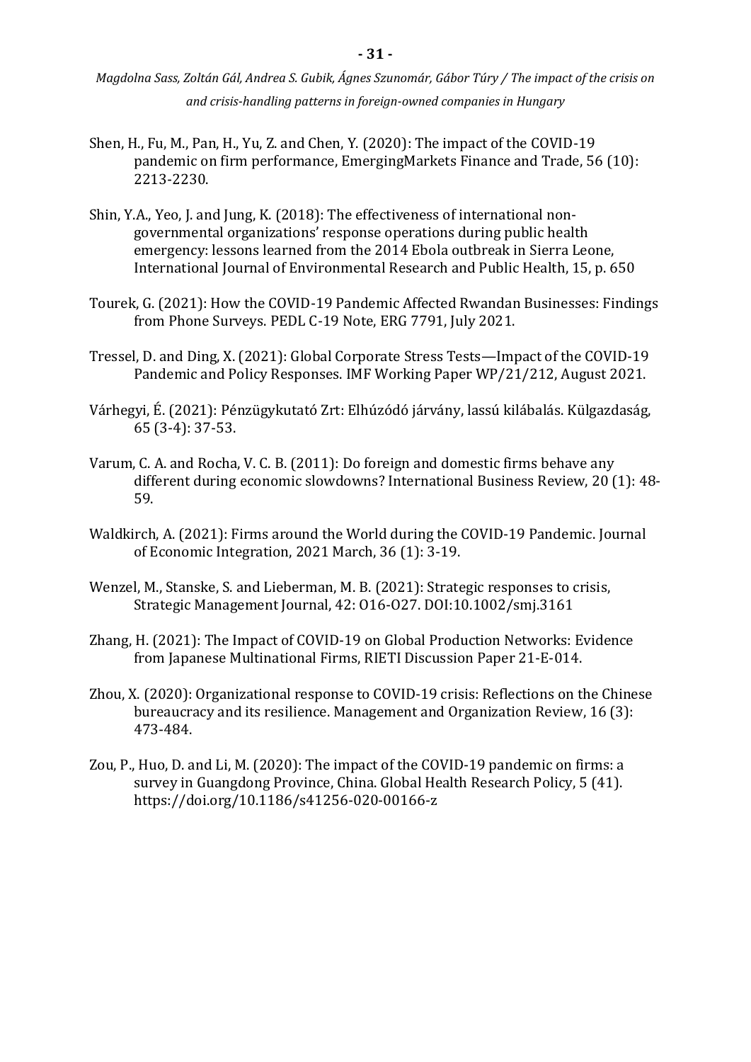Shen, H., Fu, M., Pan, H., Yu, Z. and Chen, Y. (2020): The impact of the COVID-19 pandemic on firm performance, EmergingMarkets Finance and Trade, 56 (10): 2213-2230.

Shin, Y.A., Yeo, J. and Jung, K. (2018): The effectiveness of international non-governmental organizations' response operations during public health emergency: lessons learned from the 2014 Ebola outbreak in Sierra Leone, International Journal of Environmental Research and Public Health, 15, p. 650

Tourek, G. (2021): How the COVID-19 Pandemic Affected Rwandan Businesses: Findings from Phone Surveys. PEDL C-19 Note, ERG 7791, July 2021.

Tressel, D. and Ding, X. (2021): Global Corporate Stress Tests—Impact of the COVID-19 Pandemic and Policy Responses. IMF Working Paper WP/21/212, August 2021.

Várhegyi, É. (2021): Pénzügykutató Zrt: Elhúzódó járvány, lassú kilábalás. Külgazdaság, 65 (3-4): 37-53.

Varum, C. A. and Rocha, V. C. B. (2011): Do foreign and domestic firms behave any different during economic slowdowns? International Business Review, 20 (1): 48-59.

Waldkirch, A. (2021): Firms around the World during the COVID-19 Pandemic. Journal of Economic Integration, 2021 March, 36 (1): 3-19.

Wenzel, M., Stanske, S. and Lieberman, M. B. (2021): Strategic responses to crisis, Strategic Management Journal, 42: O16-O27. DOI:10.1002/smj.3161

Zhang, H. (2021): The Impact of COVID-19 on Global Production Networks: Evidence from Japanese Multinational Firms, RIETI Discussion Paper 21-E-014.

Zhou, X. (2020): Organizational response to COVID-19 crisis: Reflections on the Chinese bureaucracy and its resilience. Management and Organization Review, 16 (3): 473-484.

Zou, P., Huo, D. and Li, M. (2020): The impact of the COVID-19 pandemic on firms: a survey in Guangdong Province, China. Global Health Research Policy, 5 (41). https://doi.org/10.1186/s41256-020-00166-z